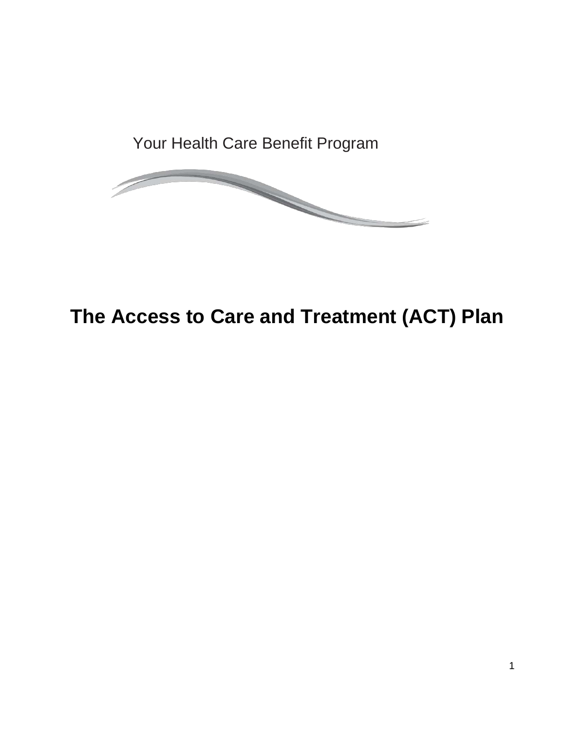Your Health Care Benefit Program

# The Access to Care and Treatment (ACT) Plan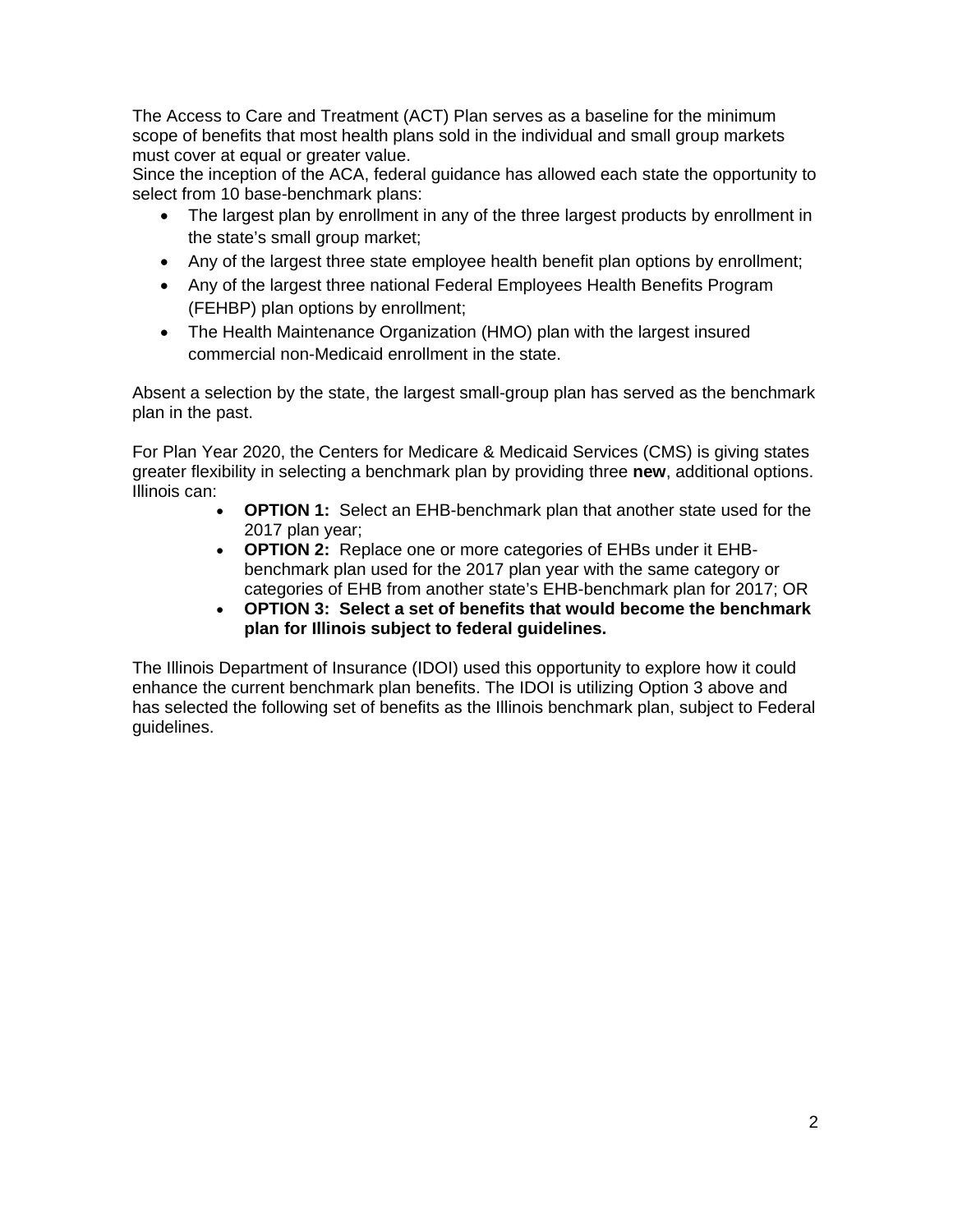The Access to Care and Treatment (ACT) Plan serves as a baseline for the minimum scope of benefits that most health plans sold in the individual and small group markets must cover at equal or greater value.

Since the inception of the ACA, federal guidance has allowed each state the opportunity to select from 10 base-benchmark plans:

- The largest plan by enrollment in any of the three largest products by enrollment in the state's small group market;
- Any of the largest three state employee health benefit plan options by enrollment;
- Any of the largest three national Federal Employees Health Benefits Program (FEHBP) plan options by enrollment;
- The Health Maintenance Organization (HMO) plan with the largest insured commercial non-Medicaid enrollment in the state.

Absent a selection by the state, the largest small-group plan has served as the benchmark plan in the past.

For Plan Year 2020, the Centers for Medicare & Medicaid Services (CMS) is giving states greater flexibility in selecting a benchmark plan by providing three **new**, additional options. Illinois can:

- **OPTION 1:** Select an EHB-benchmark plan that another state used for the 2017 plan year;
- **OPTION 2:** Replace one or more categories of EHBs under it EHB-benchmark plan used for the 2017 plan year with the same category or categories of EHB from another state's EHB-benchmark plan for 2017; OR
- **OPTION 3: Select a set of benefits that would become the benchmark plan for Illinois subject to federal guidelines.**

The Illinois Department of Insurance (IDOI) used this opportunity to explore how it could enhance the current benchmark plan benefits. The IDOI is utilizing Option 3 above and has selected the following set of benefits as the Illinois benchmark plan, subject to Federal guidelines.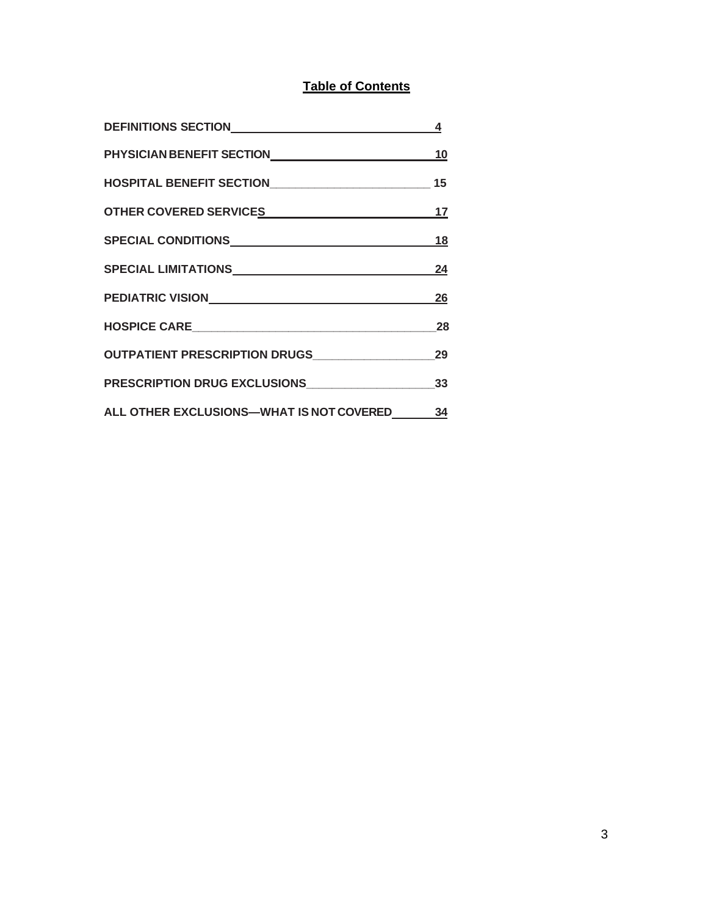## Table of Contents

| Section | Page |
| --- | --- |
| DEFINITIONS SECTION | 4 |
| PHYSICIAN BENEFIT SECTION | 10 |
| HOSPITAL BENEFIT SECTION | 15 |
| OTHER COVERED SERVICES | 17 |
| SPECIAL CONDITIONS | 18 |
| SPECIAL LIMITATIONS | 24 |
| PEDIATRIC VISION | 26 |
| HOSPICE CARE | 28 |
| OUTPATIENT PRESCRIPTION DRUGS | 29 |
| PRESCRIPTION DRUG EXCLUSIONS | 33 |
| ALL OTHER EXCLUSIONS—WHAT IS NOT COVERED | 34 |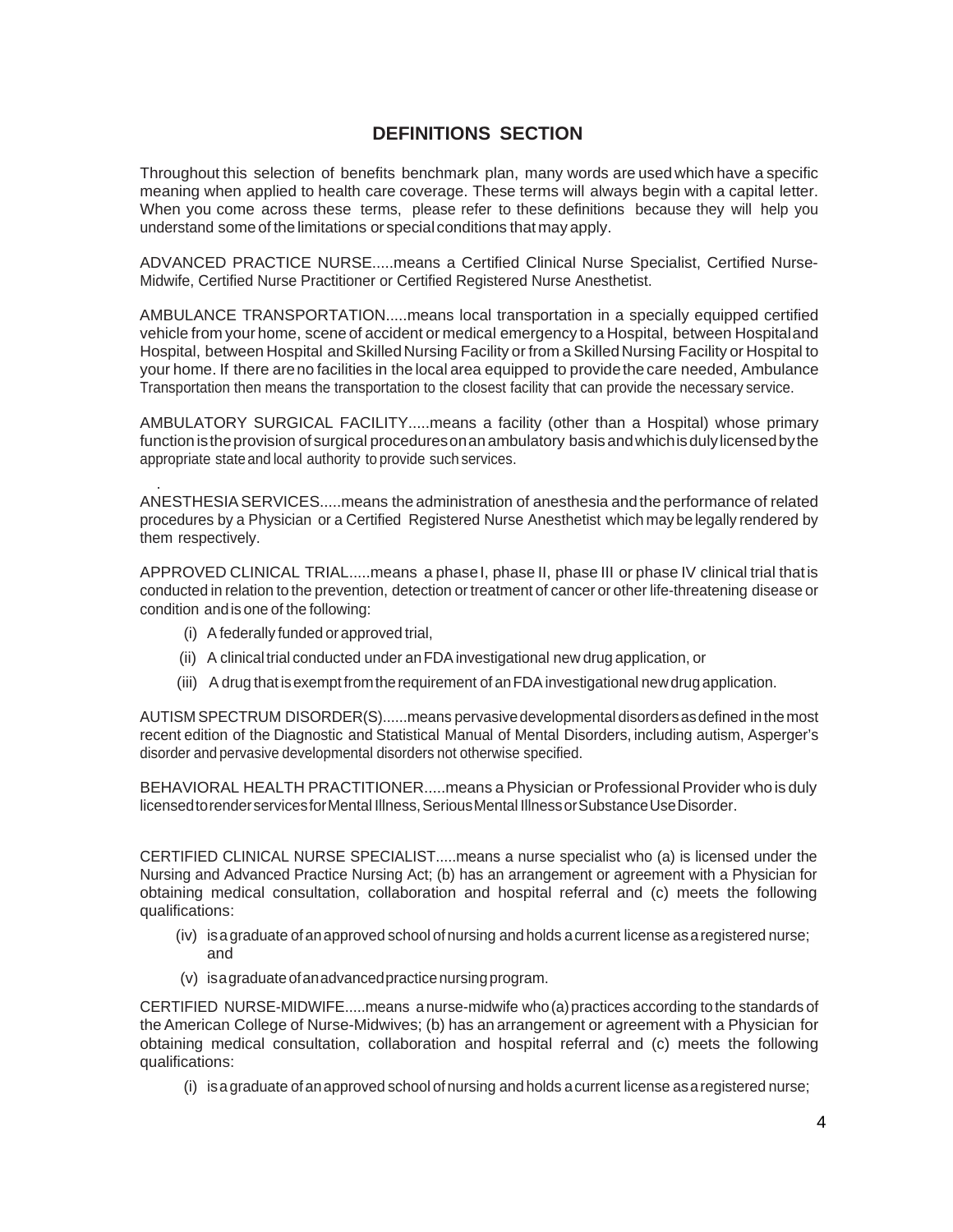## DEFINITIONS SECTION

Throughout this selection of benefits benchmark plan, many words are used which have a specific meaning when applied to health care coverage. These terms will always begin with a capital letter. When you come across these terms, please refer to these definitions because they will help you understand some of the limitations or special conditions that may apply.

ADVANCED PRACTICE NURSE.....means a Certified Clinical Nurse Specialist, Certified Nurse-Midwife, Certified Nurse Practitioner or Certified Registered Nurse Anesthetist.

AMBULANCE TRANSPORTATION.....means local transportation in a specially equipped certified vehicle from your home, scene of accident or medical emergency to a Hospital, between Hospital and Hospital, between Hospital and Skilled Nursing Facility or from a Skilled Nursing Facility or Hospital to your home. If there are no facilities in the local area equipped to provide the care needed, Ambulance Transportation then means the transportation to the closest facility that can provide the necessary service.

AMBULATORY SURGICAL FACILITY.....means a facility (other than a Hospital) whose primary function is the provision of surgical procedures on an ambulatory basis and which is duly licensed by the appropriate state and local authority to provide such services.

ANESTHESIA SERVICES.....means the administration of anesthesia and the performance of related procedures by a Physician or a Certified Registered Nurse Anesthetist which may be legally rendered by them respectively.

APPROVED CLINICAL TRIAL.....means a phase I, phase II, phase III or phase IV clinical trial that is conducted in relation to the prevention, detection or treatment of cancer or other life-threatening disease or condition and is one of the following:

(i) A federally funded or approved trial,

(ii) A clinical trial conducted under an FDA investigational new drug application, or

(iii) A drug that is exempt from the requirement of an FDA investigational new drug application.

AUTISM SPECTRUM DISORDER(S)......means pervasive developmental disorders as defined in the most recent edition of the Diagnostic and Statistical Manual of Mental Disorders, including autism, Asperger's disorder and pervasive developmental disorders not otherwise specified.

BEHAVIORAL HEALTH PRACTITIONER.....means a Physician or Professional Provider who is duly licensed to render services for Mental Illness, Serious Mental Illness or Substance Use Disorder.

CERTIFIED CLINICAL NURSE SPECIALIST.....means a nurse specialist who (a) is licensed under the Nursing and Advanced Practice Nursing Act; (b) has an arrangement or agreement with a Physician for obtaining medical consultation, collaboration and hospital referral and (c) meets the following qualifications:

(iv) is a graduate of an approved school of nursing and holds a current license as a registered nurse; and

(v) is a graduate of an advanced practice nursing program.

CERTIFIED NURSE-MIDWIFE.....means a nurse-midwife who (a) practices according to the standards of the American College of Nurse-Midwives; (b) has an arrangement or agreement with a Physician for obtaining medical consultation, collaboration and hospital referral and (c) meets the following qualifications:

(i) is a graduate of an approved school of nursing and holds a current license as a registered nurse;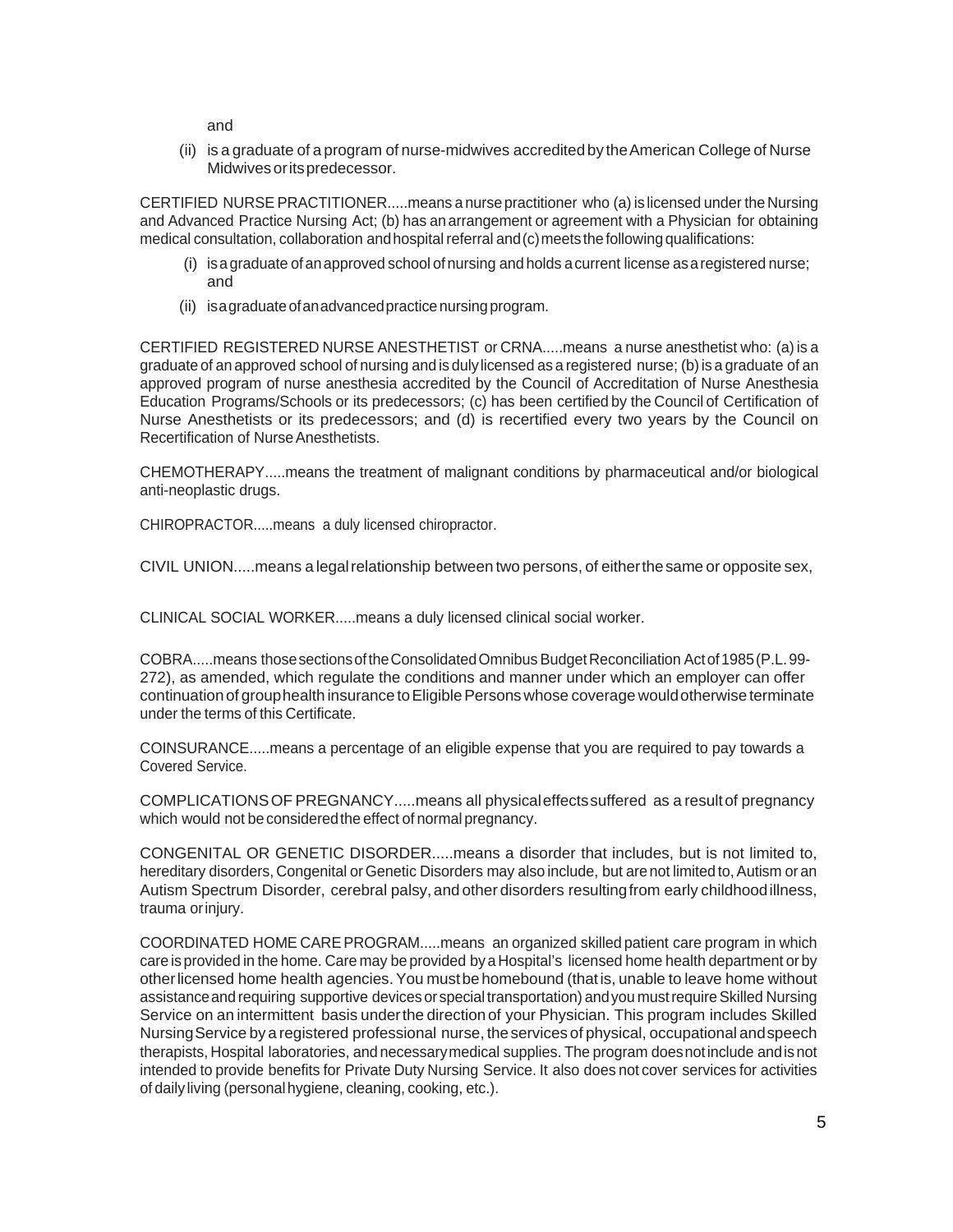and

(ii) is a graduate of a program of nurse-midwives accredited by the American College of Nurse Midwives or its predecessor.

CERTIFIED NURSE PRACTITIONER.....means a nurse practitioner who (a) is licensed under the Nursing and Advanced Practice Nursing Act; (b) has an arrangement or agreement with a Physician for obtaining medical consultation, collaboration and hospital referral and (c) meets the following qualifications:

(i) is a graduate of an approved school of nursing and holds a current license as a registered nurse; and

(ii) is a graduate of an advanced practice nursing program.

CERTIFIED REGISTERED NURSE ANESTHETIST or CRNA.....means a nurse anesthetist who: (a) is a graduate of an approved school of nursing and is duly licensed as a registered nurse; (b) is a graduate of an approved program of nurse anesthesia accredited by the Council of Accreditation of Nurse Anesthesia Education Programs/Schools or its predecessors; (c) has been certified by the Council of Certification of Nurse Anesthetists or its predecessors; and (d) is recertified every two years by the Council on Recertification of Nurse Anesthetists.

CHEMOTHERAPY.....means the treatment of malignant conditions by pharmaceutical and/or biological anti-neoplastic drugs.

CHIROPRACTOR.....means a duly licensed chiropractor.

CIVIL UNION.....means a legal relationship between two persons, of either the same or opposite sex,

CLINICAL SOCIAL WORKER.....means a duly licensed clinical social worker.

COBRA.....means those sections of the Consolidated Omnibus Budget Reconciliation Act of 1985 (P.L. 99-272), as amended, which regulate the conditions and manner under which an employer can offer continuation of group health insurance to Eligible Persons whose coverage would otherwise terminate under the terms of this Certificate.

COINSURANCE.....means a percentage of an eligible expense that you are required to pay towards a Covered Service.

COMPLICATIONS OF PREGNANCY.....means all physical effects suffered as a result of pregnancy which would not be considered the effect of normal pregnancy.

CONGENITAL OR GENETIC DISORDER.....means a disorder that includes, but is not limited to, hereditary disorders, Congenital or Genetic Disorders may also include, but are not limited to, Autism or an Autism Spectrum Disorder, cerebral palsy, and other disorders resulting from early childhood illness, trauma or injury.

COORDINATED HOME CARE PROGRAM.....means an organized skilled patient care program in which care is provided in the home. Care may be provided by a Hospital's licensed home health department or by other licensed home health agencies. You must be homebound (that is, unable to leave home without assistance and requiring supportive devices or special transportation) and you must require Skilled Nursing Service on an intermittent basis under the direction of your Physician. This program includes Skilled Nursing Service by a registered professional nurse, the services of physical, occupational and speech therapists, Hospital laboratories, and necessary medical supplies. The program does not include and is not intended to provide benefits for Private Duty Nursing Service. It also does not cover services for activities of daily living (personal hygiene, cleaning, cooking, etc.).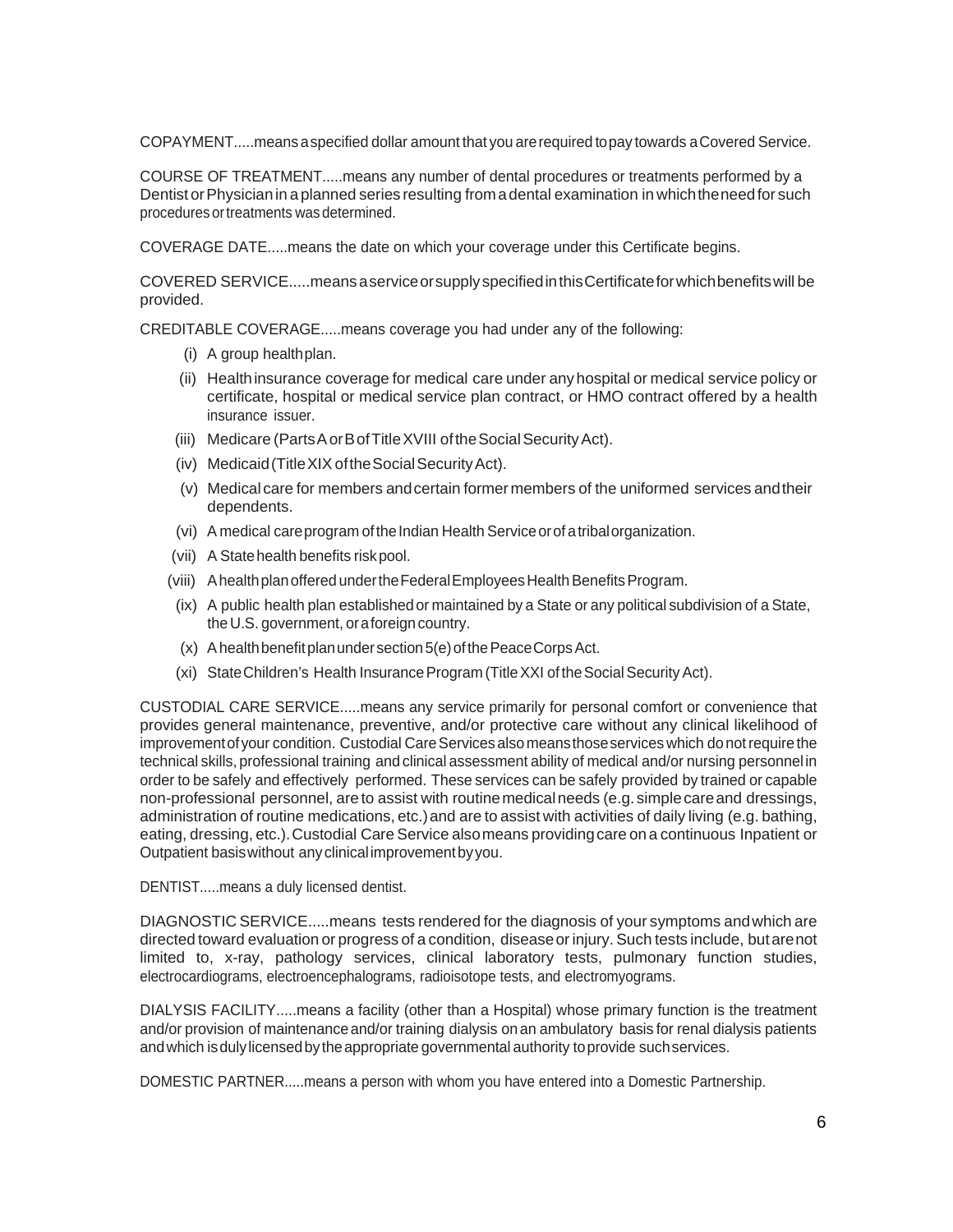COPAYMENT.....means a specified dollar amount that you are required to pay towards a Covered Service.

COURSE OF TREATMENT.....means any number of dental procedures or treatments performed by a Dentist or Physician in a planned series resulting from a dental examination in which the need for such procedures or treatments was determined.

COVERAGE DATE.....means the date on which your coverage under this Certificate begins.

COVERED SERVICE.....means a service or supply specified in this Certificate for which benefits will be provided.

CREDITABLE COVERAGE.....means coverage you had under any of the following:

(i) A group health plan.

(ii) Health insurance coverage for medical care under any hospital or medical service policy or certificate, hospital or medical service plan contract, or HMO contract offered by a health insurance issuer.

(iii) Medicare (Parts A or B of Title XVIII of the Social Security Act).

(iv) Medicaid (Title XIX of the Social Security Act).

(v) Medical care for members and certain former members of the uniformed services and their dependents.

(vi) A medical care program of the Indian Health Service or of a tribal organization.

(vii) A State health benefits risk pool.

(viii) A health plan offered under the Federal Employees Health Benefits Program.

(ix) A public health plan established or maintained by a State or any political subdivision of a State, the U.S. government, or a foreign country.

(x) A health benefit plan under section 5(e) of the Peace Corps Act.

(xi) State Children's Health Insurance Program (Title XXI of the Social Security Act).

CUSTODIAL CARE SERVICE.....means any service primarily for personal comfort or convenience that provides general maintenance, preventive, and/or protective care without any clinical likelihood of improvement of your condition. Custodial Care Services also means those services which do not require the technical skills, professional training and clinical assessment ability of medical and/or nursing personnel in order to be safely and effectively performed. These services can be safely provided by trained or capable non-professional personnel, are to assist with routine medical needs (e.g. simple care and dressings, administration of routine medications, etc.) and are to assist with activities of daily living (e.g. bathing, eating, dressing, etc.). Custodial Care Service also means providing care on a continuous Inpatient or Outpatient basis without any clinical improvement by you.

DENTIST.....means a duly licensed dentist.

DIAGNOSTIC SERVICE.....means tests rendered for the diagnosis of your symptoms and which are directed toward evaluation or progress of a condition, disease or injury. Such tests include, but are not limited to, x-ray, pathology services, clinical laboratory tests, pulmonary function studies, electrocardiograms, electroencephalograms, radioisotope tests, and electromyograms.

DIALYSIS FACILITY.....means a facility (other than a Hospital) whose primary function is the treatment and/or provision of maintenance and/or training dialysis on an ambulatory basis for renal dialysis patients and which is duly licensed by the appropriate governmental authority to provide such services.

DOMESTIC PARTNER.....means a person with whom you have entered into a Domestic Partnership.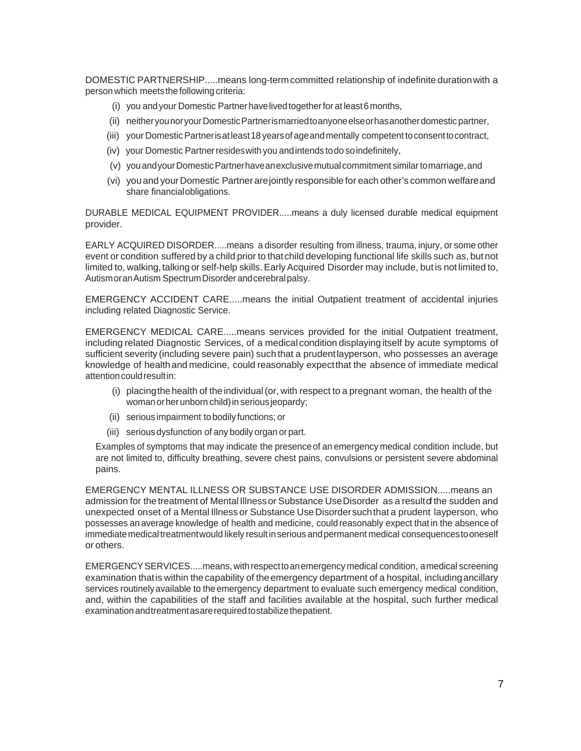DOMESTIC PARTNERSHIP.....means long-term committed relationship of indefinite duration with a person which meets the following criteria:

(i) you and your Domestic Partner have lived together for at least 6 months,

(ii) neither you nor your Domestic Partner is married to anyone else or has another domestic partner,

(iii) your Domestic Partner is at least 18 years of age and mentally competent to consent to contract,

(iv) your Domestic Partner resides with you and intends to do so indefinitely,

(v) you and your Domestic Partner have an exclusive mutual commitment similar to marriage, and

(vi) you and your Domestic Partner are jointly responsible for each other's common welfare and share financial obligations.

DURABLE MEDICAL EQUIPMENT PROVIDER.....means a duly licensed durable medical equipment provider.

EARLY ACQUIRED DISORDER.....means a disorder resulting from illness, trauma, injury, or some other event or condition suffered by a child prior to that child developing functional life skills such as, but not limited to, walking, talking or self-help skills. Early Acquired Disorder may include, but is not limited to, Autism or an Autism Spectrum Disorder and cerebral palsy.

EMERGENCY ACCIDENT CARE.....means the initial Outpatient treatment of accidental injuries including related Diagnostic Service.

EMERGENCY MEDICAL CARE.....means services provided for the initial Outpatient treatment, including related Diagnostic Services, of a medical condition displaying itself by acute symptoms of sufficient severity (including severe pain) such that a prudent layperson, who possesses an average knowledge of health and medicine, could reasonably expect that the absence of immediate medical attention could result in:

(i) placing the health of the individual (or, with respect to a pregnant woman, the health of the woman or her unborn child) in serious jeopardy;

(ii) serious impairment to bodily functions; or

(iii) serious dysfunction of any bodily organ or part.

Examples of symptoms that may indicate the presence of an emergency medical condition include, but are not limited to, difficulty breathing, severe chest pains, convulsions or persistent severe abdominal pains.

EMERGENCY MENTAL ILLNESS OR SUBSTANCE USE DISORDER ADMISSION.....means an admission for the treatment of Mental Illness or Substance Use Disorder as a result of the sudden and unexpected onset of a Mental Illness or Substance Use Disorder such that a prudent layperson, who possesses an average knowledge of health and medicine, could reasonably expect that in the absence of immediate medical treatment would likely result in serious and permanent medical consequences to oneself or others.

EMERGENCY SERVICES.....means, with respect to an emergency medical condition, a medical screening examination that is within the capability of the emergency department of a hospital, including ancillary services routinely available to the emergency department to evaluate such emergency medical condition, and, within the capabilities of the staff and facilities available at the hospital, such further medical examination and treatment as are required to stabilize the patient.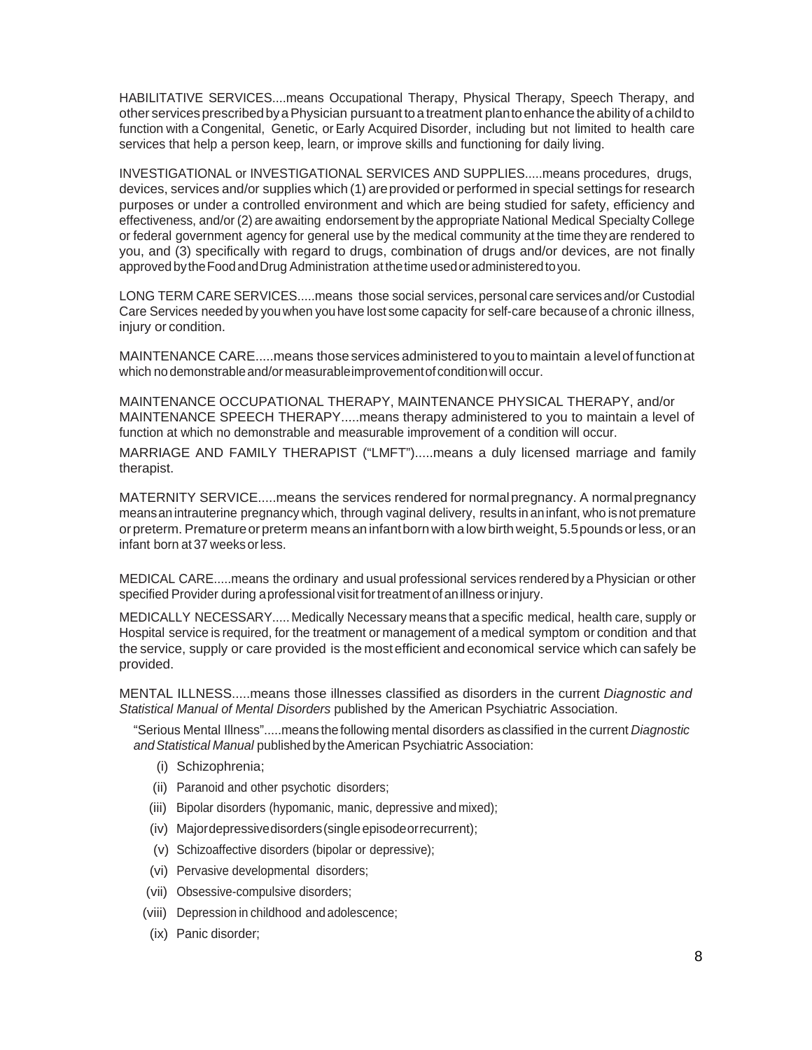HABILITATIVE SERVICES....means Occupational Therapy, Physical Therapy, Speech Therapy, and other services prescribed by a Physician pursuant to a treatment plan to enhance the ability of a child to function with a Congenital, Genetic, or Early Acquired Disorder, including but not limited to health care services that help a person keep, learn, or improve skills and functioning for daily living.

INVESTIGATIONAL or INVESTIGATIONAL SERVICES AND SUPPLIES.....means procedures, drugs, devices, services and/or supplies which (1) are provided or performed in special settings for research purposes or under a controlled environment and which are being studied for safety, efficiency and effectiveness, and/or (2) are awaiting endorsement by the appropriate National Medical Specialty College or federal government agency for general use by the medical community at the time they are rendered to you, and (3) specifically with regard to drugs, combination of drugs and/or devices, are not finally approved by the Food and Drug Administration at the time used or administered to you.

LONG TERM CARE SERVICES.....means those social services, personal care services and/or Custodial Care Services needed by you when you have lost some capacity for self-care because of a chronic illness, injury or condition.

MAINTENANCE CARE.....means those services administered to you to maintain a level of function at which no demonstrable and/or measurable improvement of condition will occur.

MAINTENANCE OCCUPATIONAL THERAPY, MAINTENANCE PHYSICAL THERAPY, and/or MAINTENANCE SPEECH THERAPY.....means therapy administered to you to maintain a level of function at which no demonstrable and measurable improvement of a condition will occur.

MARRIAGE AND FAMILY THERAPIST ("LMFT").....means a duly licensed marriage and family therapist.

MATERNITY SERVICE.....means the services rendered for normal pregnancy. A normal pregnancy means an intrauterine pregnancy which, through vaginal delivery, results in an infant, who is not premature or preterm. Premature or preterm means an infant born with a low birth weight, 5.5 pounds or less, or an infant born at 37 weeks or less.

MEDICAL CARE.....means the ordinary and usual professional services rendered by a Physician or other specified Provider during a professional visit for treatment of an illness or injury.

MEDICALLY NECESSARY..... Medically Necessary means that a specific medical, health care, supply or Hospital service is required, for the treatment or management of a medical symptom or condition and that the service, supply or care provided is the most efficient and economical service which can safely be provided.

MENTAL ILLNESS.....means those illnesses classified as disorders in the current *Diagnostic and Statistical Manual of Mental Disorders* published by the American Psychiatric Association.

"Serious Mental Illness".....means the following mental disorders as classified in the current *Diagnostic and Statistical Manual* published by the American Psychiatric Association:

- (i) Schizophrenia;
- (ii) Paranoid and other psychotic disorders;
- (iii) Bipolar disorders (hypomanic, manic, depressive and mixed);
- (iv) Major depressive disorders (single episode or recurrent);
- (v) Schizoaffective disorders (bipolar or depressive);
- (vi) Pervasive developmental disorders;
- (vii) Obsessive-compulsive disorders;
- (viii) Depression in childhood and adolescence;
- (ix) Panic disorder;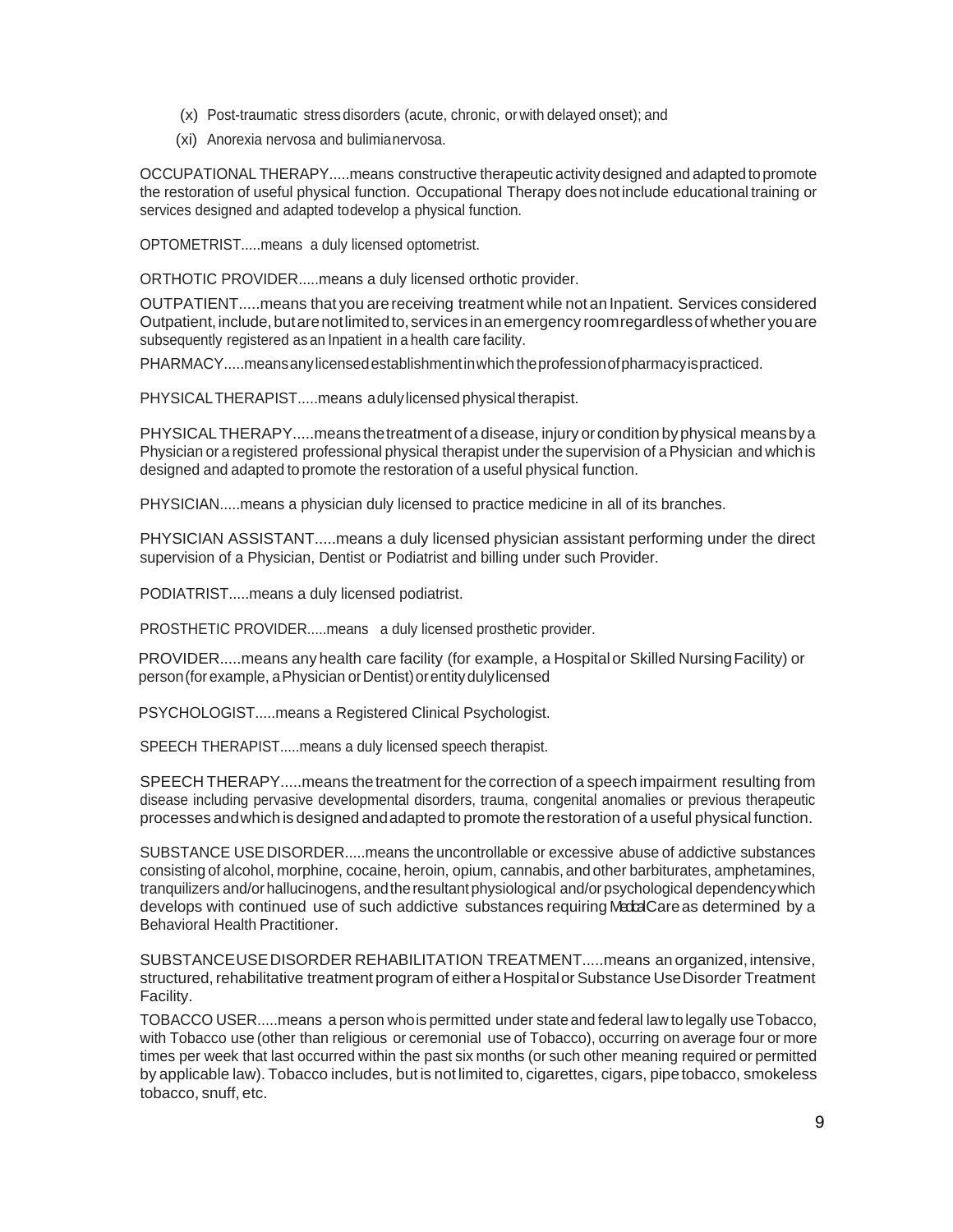(x) Post-traumatic stress disorders (acute, chronic, or with delayed onset); and

(xi) Anorexia nervosa and bulimia nervosa.

OCCUPATIONAL THERAPY.....means constructive therapeutic activity designed and adapted to promote the restoration of useful physical function. Occupational Therapy does not include educational training or services designed and adapted to develop a physical function.

OPTOMETRIST.....means a duly licensed optometrist.

ORTHOTIC PROVIDER.....means a duly licensed orthotic provider.

OUTPATIENT.....means that you are receiving treatment while not an Inpatient. Services considered Outpatient, include, but are not limited to, services in an emergency room regardless of whether you are subsequently registered as an Inpatient in a health care facility.

PHARMACY.....means any licensed establishment in which the profession of pharmacy is practiced.

PHYSICAL THERAPIST.....means a duly licensed physical therapist.

PHYSICAL THERAPY.....means the treatment of a disease, injury or condition by physical means by a Physician or a registered professional physical therapist under the supervision of a Physician and which is designed and adapted to promote the restoration of a useful physical function.

PHYSICIAN.....means a physician duly licensed to practice medicine in all of its branches.

PHYSICIAN ASSISTANT.....means a duly licensed physician assistant performing under the direct supervision of a Physician, Dentist or Podiatrist and billing under such Provider.

PODIATRIST.....means a duly licensed podiatrist.

PROSTHETIC PROVIDER.....means a duly licensed prosthetic provider.

PROVIDER.....means any health care facility (for example, a Hospital or Skilled Nursing Facility) or person (for example, a Physician or Dentist) or entity duly licensed

PSYCHOLOGIST.....means a Registered Clinical Psychologist.

SPEECH THERAPIST.....means a duly licensed speech therapist.

SPEECH THERAPY.....means the treatment for the correction of a speech impairment resulting from disease including pervasive developmental disorders, trauma, congenital anomalies or previous therapeutic processes and which is designed and adapted to promote the restoration of a useful physical function.

SUBSTANCE USE DISORDER.....means the uncontrollable or excessive abuse of addictive substances consisting of alcohol, morphine, cocaine, heroin, opium, cannabis, and other barbiturates, amphetamines, tranquilizers and/or hallucinogens, and the resultant physiological and/or psychological dependency which develops with continued use of such addictive substances requiring Medical Care as determined by a Behavioral Health Practitioner.

SUBSTANCE USE DISORDER REHABILITATION TREATMENT.....means an organized, intensive, structured, rehabilitative treatment program of either a Hospital or Substance Use Disorder Treatment Facility.

TOBACCO USER.....means a person who is permitted under state and federal law to legally use Tobacco, with Tobacco use (other than religious or ceremonial use of Tobacco), occurring on average four or more times per week that last occurred within the past six months (or such other meaning required or permitted by applicable law). Tobacco includes, but is not limited to, cigarettes, cigars, pipe tobacco, smokeless tobacco, snuff, etc.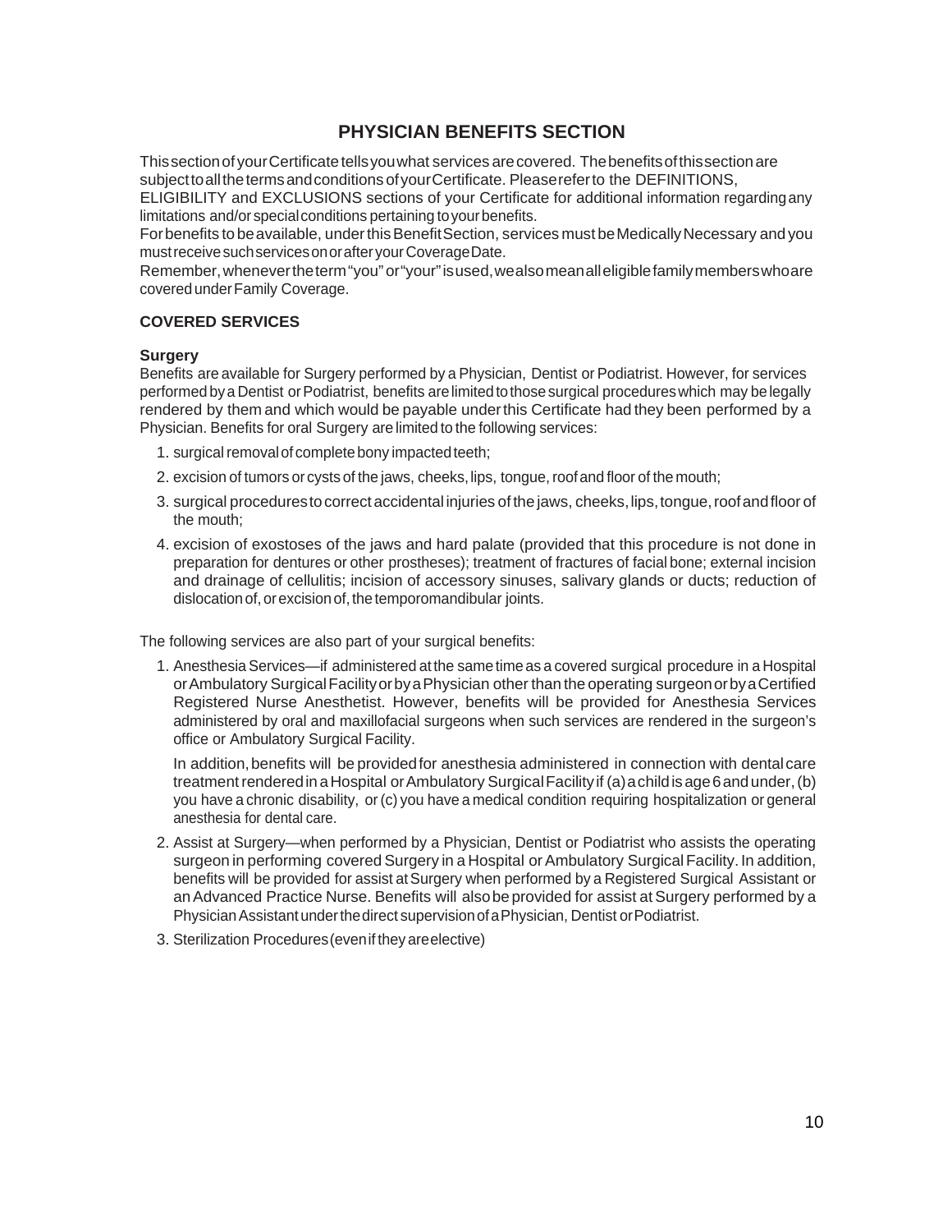# PHYSICIAN BENEFITS SECTION

This section of your Certificate tells you what services are covered. The benefits of this section are subject to all the terms and conditions of your Certificate. Please refer to the DEFINITIONS, ELIGIBILITY and EXCLUSIONS sections of your Certificate for additional information regarding any limitations and/or special conditions pertaining to your benefits.

For benefits to be available, under this Benefit Section, services must be Medically Necessary and you must receive such services on or after your Coverage Date.

Remember, whenever the term "you" or "your" is used, we also mean all eligible family members who are covered under Family Coverage.

## COVERED SERVICES

### Surgery

Benefits are available for Surgery performed by a Physician, Dentist or Podiatrist. However, for services performed by a Dentist or Podiatrist, benefits are limited to those surgical procedures which may be legally rendered by them and which would be payable under this Certificate had they been performed by a Physician. Benefits for oral Surgery are limited to the following services:

1. surgical removal of complete bony impacted teeth;
2. excision of tumors or cysts of the jaws, cheeks, lips, tongue, roof and floor of the mouth;
3. surgical procedures to correct accidental injuries of the jaws, cheeks, lips, tongue, roof and floor of the mouth;
4. excision of exostoses of the jaws and hard palate (provided that this procedure is not done in preparation for dentures or other prostheses); treatment of fractures of facial bone; external incision and drainage of cellulitis; incision of accessory sinuses, salivary glands or ducts; reduction of dislocation of, or excision of, the temporomandibular joints.

The following services are also part of your surgical benefits:

1. Anesthesia Services—if administered at the same time as a covered surgical procedure in a Hospital or Ambulatory Surgical Facility or by a Physician other than the operating surgeon or by a Certified Registered Nurse Anesthetist. However, benefits will be provided for Anesthesia Services administered by oral and maxillofacial surgeons when such services are rendered in the surgeon's office or Ambulatory Surgical Facility.

   In addition, benefits will be provided for anesthesia administered in connection with dental care treatment rendered in a Hospital or Ambulatory Surgical Facility if (a) a child is age 6 and under, (b) you have a chronic disability, or (c) you have a medical condition requiring hospitalization or general anesthesia for dental care.

2. Assist at Surgery—when performed by a Physician, Dentist or Podiatrist who assists the operating surgeon in performing covered Surgery in a Hospital or Ambulatory Surgical Facility. In addition, benefits will be provided for assist at Surgery when performed by a Registered Surgical Assistant or an Advanced Practice Nurse. Benefits will also be provided for assist at Surgery performed by a Physician Assistant under the direct supervision of a Physician, Dentist or Podiatrist.

3. Sterilization Procedures (even if they are elective)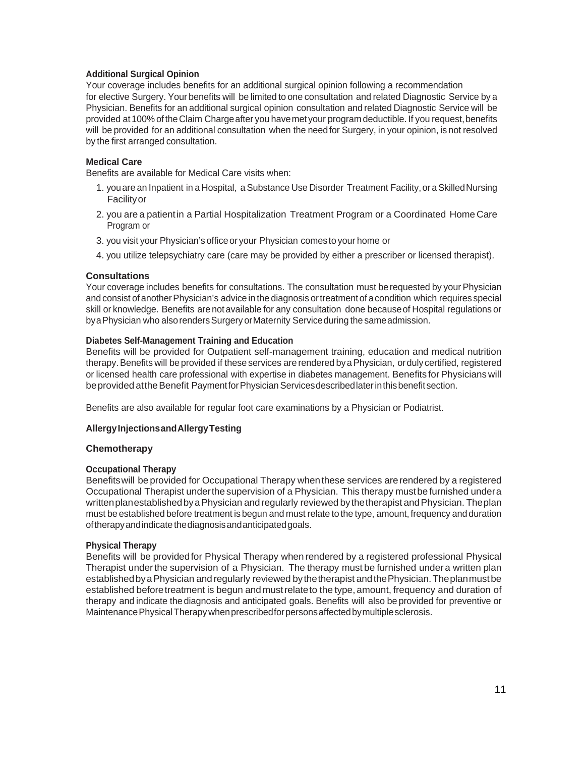**Additional Surgical Opinion**

Your coverage includes benefits for an additional surgical opinion following a recommendation for elective Surgery. Your benefits will be limited to one consultation and related Diagnostic Service by a Physician. Benefits for an additional surgical opinion consultation and related Diagnostic Service will be provided at 100% of the Claim Charge after you have met your program deductible. If you request, benefits will be provided for an additional consultation when the need for Surgery, in your opinion, is not resolved by the first arranged consultation.

**Medical Care**

Benefits are available for Medical Care visits when:

1. you are an Inpatient in a Hospital, a Substance Use Disorder Treatment Facility, or a Skilled Nursing Facility or
2. you are a patient in a Partial Hospitalization Treatment Program or a Coordinated Home Care Program or
3. you visit your Physician's office or your Physician comes to your home or
4. you utilize telepsychiatry care (care may be provided by either a prescriber or licensed therapist).

**Consultations**

Your coverage includes benefits for consultations. The consultation must be requested by your Physician and consist of another Physician's advice in the diagnosis or treatment of a condition which requires special skill or knowledge. Benefits are not available for any consultation done because of Hospital regulations or by a Physician who also renders Surgery or Maternity Service during the same admission.

**Diabetes Self-Management Training and Education**

Benefits will be provided for Outpatient self-management training, education and medical nutrition therapy. Benefits will be provided if these services are rendered by a Physician, or duly certified, registered or licensed health care professional with expertise in diabetes management. Benefits for Physicians will be provided at the Benefit Payment for Physician Services described later in this benefit section.

Benefits are also available for regular foot care examinations by a Physician or Podiatrist.

**Allergy Injections and Allergy Testing**

**Chemotherapy**

**Occupational Therapy**

Benefits will be provided for Occupational Therapy when these services are rendered by a registered Occupational Therapist under the supervision of a Physician. This therapy must be furnished under a written plan established by a Physician and regularly reviewed by the therapist and Physician. The plan must be established before treatment is begun and must relate to the type, amount, frequency and duration of therapy and indicate the diagnosis and anticipated goals.

**Physical Therapy**

Benefits will be provided for Physical Therapy when rendered by a registered professional Physical Therapist under the supervision of a Physician. The therapy must be furnished under a written plan established by a Physician and regularly reviewed by the therapist and the Physician. The plan must be established before treatment is begun and must relate to the type, amount, frequency and duration of therapy and indicate the diagnosis and anticipated goals. Benefits will also be provided for preventive or Maintenance Physical Therapy when prescribed for persons affected by multiple sclerosis.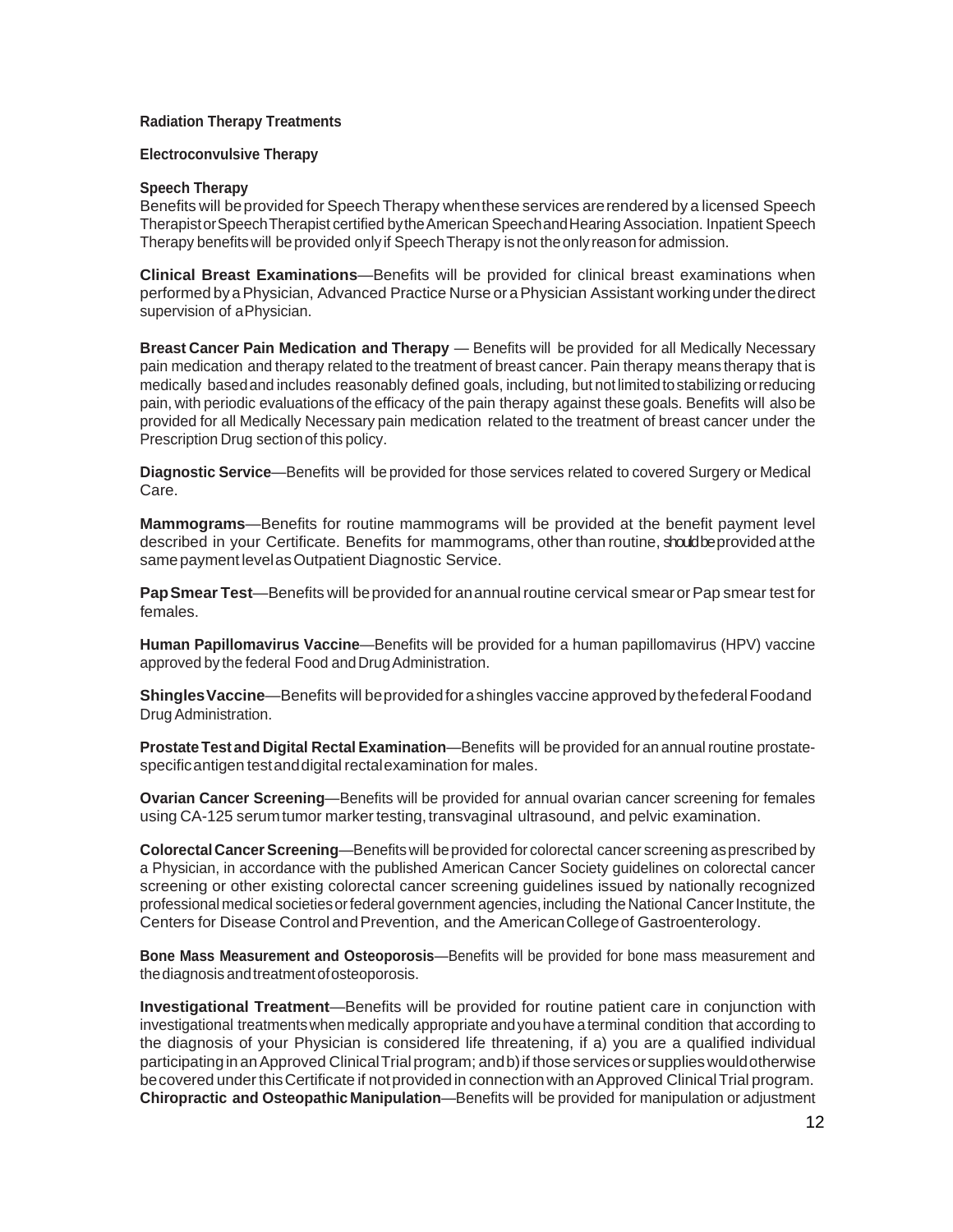**Radiation Therapy Treatments**

**Electroconvulsive Therapy**

**Speech Therapy**
Benefits will be provided for Speech Therapy when these services are rendered by a licensed Speech Therapist or Speech Therapist certified by the American Speech and Hearing Association. Inpatient Speech Therapy benefits will be provided only if Speech Therapy is not the only reason for admission.

**Clinical Breast Examinations**—Benefits will be provided for clinical breast examinations when performed by a Physician, Advanced Practice Nurse or a Physician Assistant working under the direct supervision of a Physician.

**Breast Cancer Pain Medication and Therapy** — Benefits will be provided for all Medically Necessary pain medication and therapy related to the treatment of breast cancer. Pain therapy means therapy that is medically based and includes reasonably defined goals, including, but not limited to stabilizing or reducing pain, with periodic evaluations of the efficacy of the pain therapy against these goals. Benefits will also be provided for all Medically Necessary pain medication related to the treatment of breast cancer under the Prescription Drug section of this policy.

**Diagnostic Service**—Benefits will be provided for those services related to covered Surgery or Medical Care.

**Mammograms**—Benefits for routine mammograms will be provided at the benefit payment level described in your Certificate. Benefits for mammograms, other than routine, should be provided at the same payment level as Outpatient Diagnostic Service.

**Pap Smear Test**—Benefits will be provided for an annual routine cervical smear or Pap smear test for females.

**Human Papillomavirus Vaccine**—Benefits will be provided for a human papillomavirus (HPV) vaccine approved by the federal Food and Drug Administration.

**Shingles Vaccine**—Benefits will be provided for a shingles vaccine approved by the federal Food and Drug Administration.

**Prostate Test and Digital Rectal Examination**—Benefits will be provided for an annual routine prostate-specific antigen test and digital rectal examination for males.

**Ovarian Cancer Screening**—Benefits will be provided for annual ovarian cancer screening for females using CA-125 serum tumor marker testing, transvaginal ultrasound, and pelvic examination.

**Colorectal Cancer Screening**—Benefits will be provided for colorectal cancer screening as prescribed by a Physician, in accordance with the published American Cancer Society guidelines on colorectal cancer screening or other existing colorectal cancer screening guidelines issued by nationally recognized professional medical societies or federal government agencies, including the National Cancer Institute, the Centers for Disease Control and Prevention, and the American College of Gastroenterology.

**Bone Mass Measurement and Osteoporosis**—Benefits will be provided for bone mass measurement and the diagnosis and treatment of osteoporosis.

**Investigational Treatment**—Benefits will be provided for routine patient care in conjunction with investigational treatments when medically appropriate and you have a terminal condition that according to the diagnosis of your Physician is considered life threatening, if a) you are a qualified individual participating in an Approved Clinical Trial program; and b) if those services or supplies would otherwise be covered under this Certificate if not provided in connection with an Approved Clinical Trial program.

**Chiropractic and Osteopathic Manipulation**—Benefits will be provided for manipulation or adjustment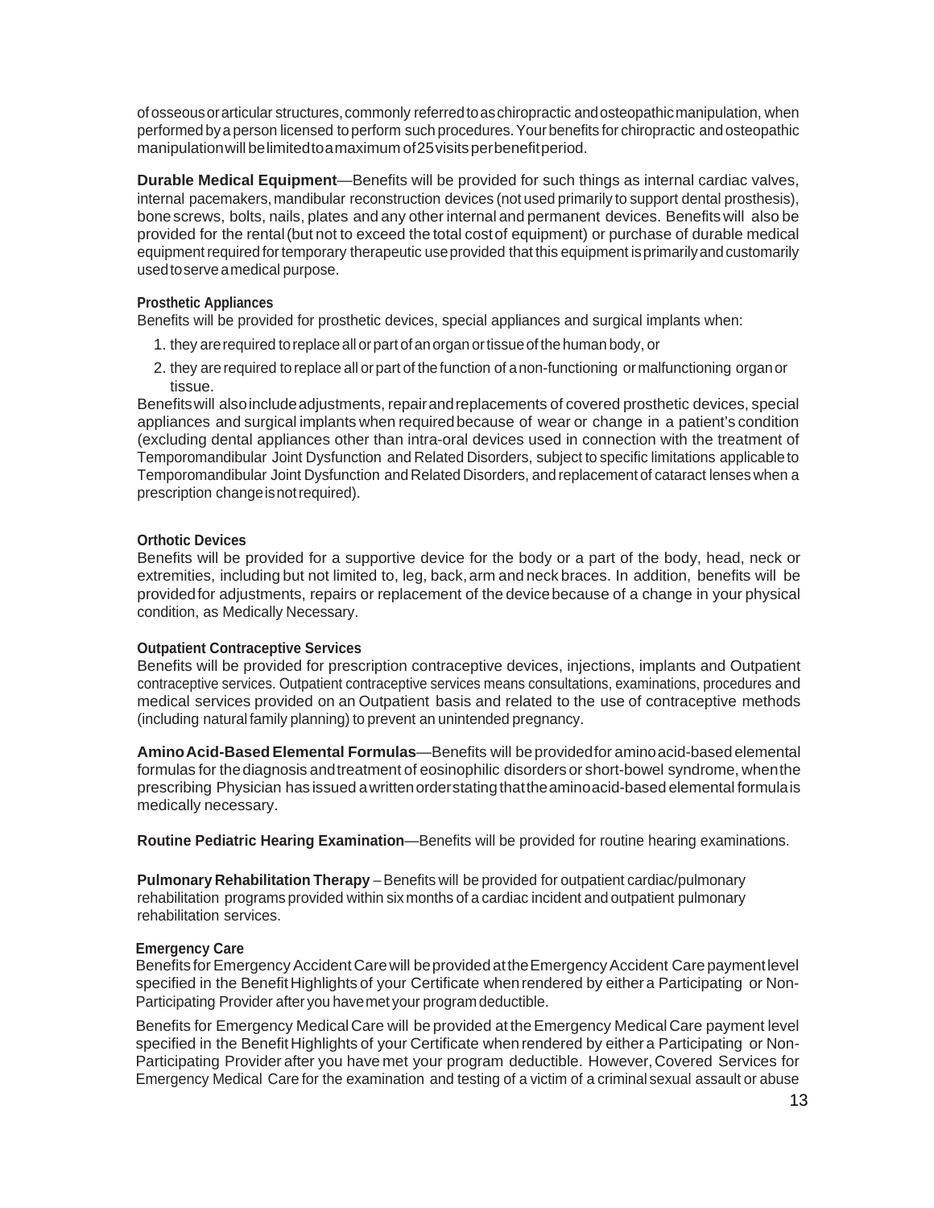of osseous or articular structures, commonly referred to as chiropractic and osteopathic manipulation, when performed by a person licensed to perform such procedures. Your benefits for chiropractic and osteopathic manipulation will be limited to a maximum of 25 visits per benefit period.

**Durable Medical Equipment**—Benefits will be provided for such things as internal cardiac valves, internal pacemakers, mandibular reconstruction devices (not used primarily to support dental prosthesis), bone screws, bolts, nails, plates and any other internal and permanent devices. Benefits will also be provided for the rental (but not to exceed the total cost of equipment) or purchase of durable medical equipment required for temporary therapeutic use provided that this equipment is primarily and customarily used to serve a medical purpose.

**Prosthetic Appliances**

Benefits will be provided for prosthetic devices, special appliances and surgical implants when:

1. they are required to replace all or part of an organ or tissue of the human body, or
2. they are required to replace all or part of the function of a non-functioning or malfunctioning organ or tissue.

Benefits will also include adjustments, repair and replacements of covered prosthetic devices, special appliances and surgical implants when required because of wear or change in a patient's condition (excluding dental appliances other than intra-oral devices used in connection with the treatment of Temporomandibular Joint Dysfunction and Related Disorders, subject to specific limitations applicable to Temporomandibular Joint Dysfunction and Related Disorders, and replacement of cataract lenses when a prescription change is not required).

**Orthotic Devices**

Benefits will be provided for a supportive device for the body or a part of the body, head, neck or extremities, including but not limited to, leg, back, arm and neck braces. In addition, benefits will be provided for adjustments, repairs or replacement of the device because of a change in your physical condition, as Medically Necessary.

**Outpatient Contraceptive Services**

Benefits will be provided for prescription contraceptive devices, injections, implants and Outpatient contraceptive services. Outpatient contraceptive services means consultations, examinations, procedures and medical services provided on an Outpatient basis and related to the use of contraceptive methods (including natural family planning) to prevent an unintended pregnancy.

**Amino Acid-Based Elemental Formulas**—Benefits will be provided for amino acid-based elemental formulas for the diagnosis and treatment of eosinophilic disorders or short-bowel syndrome, when the prescribing Physician has issued a written order stating that the amino acid-based elemental formula is medically necessary.

**Routine Pediatric Hearing Examination**—Benefits will be provided for routine hearing examinations.

**Pulmonary Rehabilitation Therapy** – Benefits will be provided for outpatient cardiac/pulmonary rehabilitation programs provided within six months of a cardiac incident and outpatient pulmonary rehabilitation services.

**Emergency Care**

Benefits for Emergency Accident Care will be provided at the Emergency Accident Care payment level specified in the Benefit Highlights of your Certificate when rendered by either a Participating or Non-Participating Provider after you have met your program deductible.

Benefits for Emergency Medical Care will be provided at the Emergency Medical Care payment level specified in the Benefit Highlights of your Certificate when rendered by either a Participating or Non-Participating Provider after you have met your program deductible. However, Covered Services for Emergency Medical Care for the examination and testing of a victim of a criminal sexual assault or abuse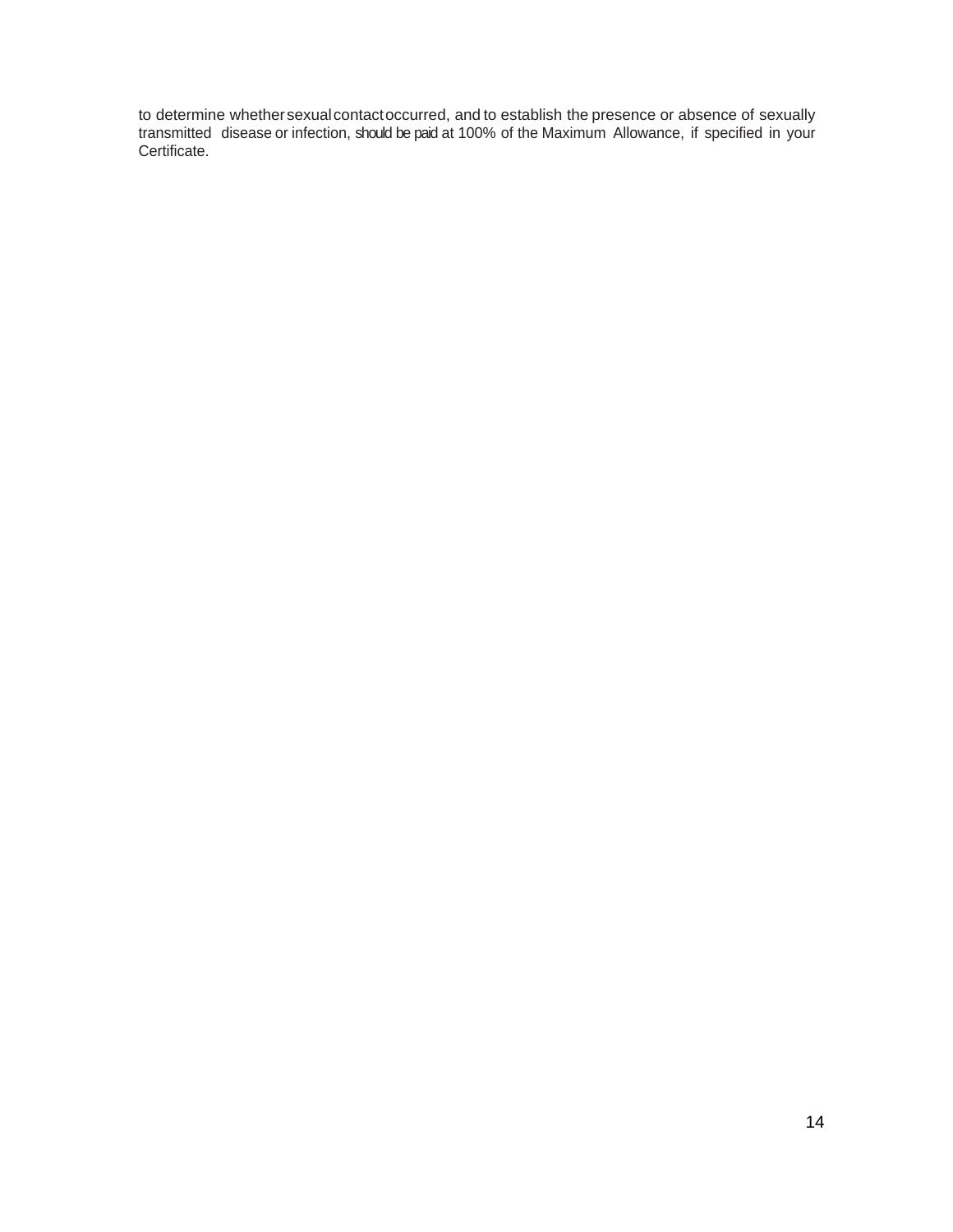to determine whether sexual contact occurred, and to establish the presence or absence of sexually transmitted disease or infection, should be paid at 100% of the Maximum Allowance, if specified in your Certificate.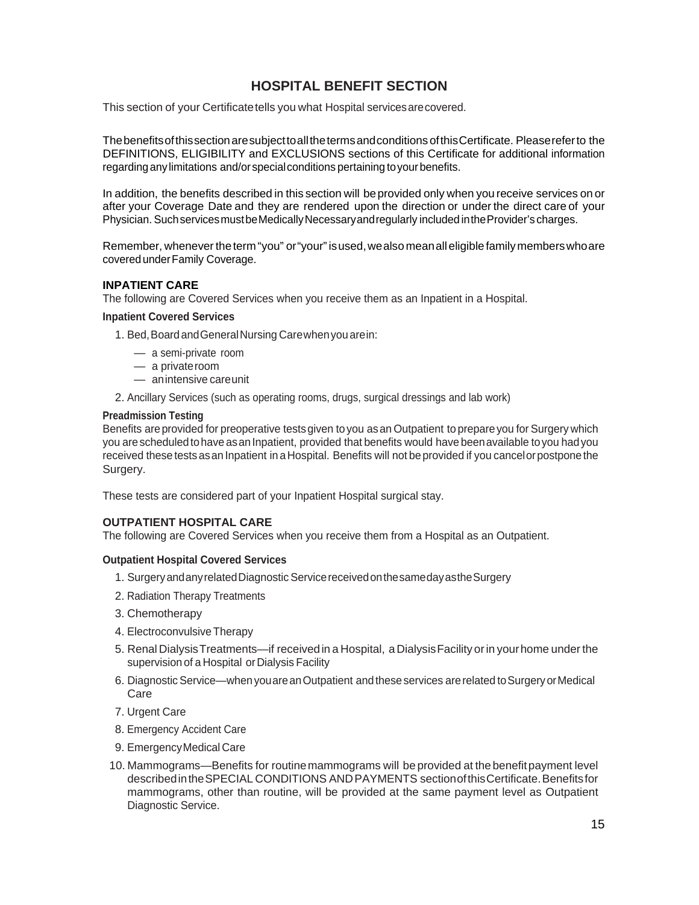# HOSPITAL BENEFIT SECTION

This section of your Certificate tells you what Hospital services are covered.

The benefits of this section are subject to all the terms and conditions of this Certificate. Please refer to the DEFINITIONS, ELIGIBILITY and EXCLUSIONS sections of this Certificate for additional information regarding any limitations and/or special conditions pertaining to your benefits.

In addition, the benefits described in this section will be provided only when you receive services on or after your Coverage Date and they are rendered upon the direction or under the direct care of your Physician. Such services must be Medically Necessary and regularly included in the Provider's charges.

Remember, whenever the term "you" or "your" is used, we also mean all eligible family members who are covered under Family Coverage.

## INPATIENT CARE

The following are Covered Services when you receive them as an Inpatient in a Hospital.

### Inpatient Covered Services

1. Bed, Board and General Nursing Care when you are in:
   - a semi-private room
   - a private room
   - an intensive care unit
2. Ancillary Services (such as operating rooms, drugs, surgical dressings and lab work)

### Preadmission Testing

Benefits are provided for preoperative tests given to you as an Outpatient to prepare you for Surgery which you are scheduled to have as an Inpatient, provided that benefits would have been available to you had you received these tests as an Inpatient in a Hospital. Benefits will not be provided if you cancel or postpone the Surgery.

These tests are considered part of your Inpatient Hospital surgical stay.

## OUTPATIENT HOSPITAL CARE

The following are Covered Services when you receive them from a Hospital as an Outpatient.

### Outpatient Hospital Covered Services

1. Surgery and any related Diagnostic Service received on the same day as the Surgery
2. Radiation Therapy Treatments
3. Chemotherapy
4. Electroconvulsive Therapy
5. Renal Dialysis Treatments—if received in a Hospital, a Dialysis Facility or in your home under the supervision of a Hospital or Dialysis Facility
6. Diagnostic Service—when you are an Outpatient and these services are related to Surgery or Medical Care
7. Urgent Care
8. Emergency Accident Care
9. Emergency Medical Care
10. Mammograms—Benefits for routine mammograms will be provided at the benefit payment level described in the SPECIAL CONDITIONS AND PAYMENTS section of this Certificate. Benefits for mammograms, other than routine, will be provided at the same payment level as Outpatient Diagnostic Service.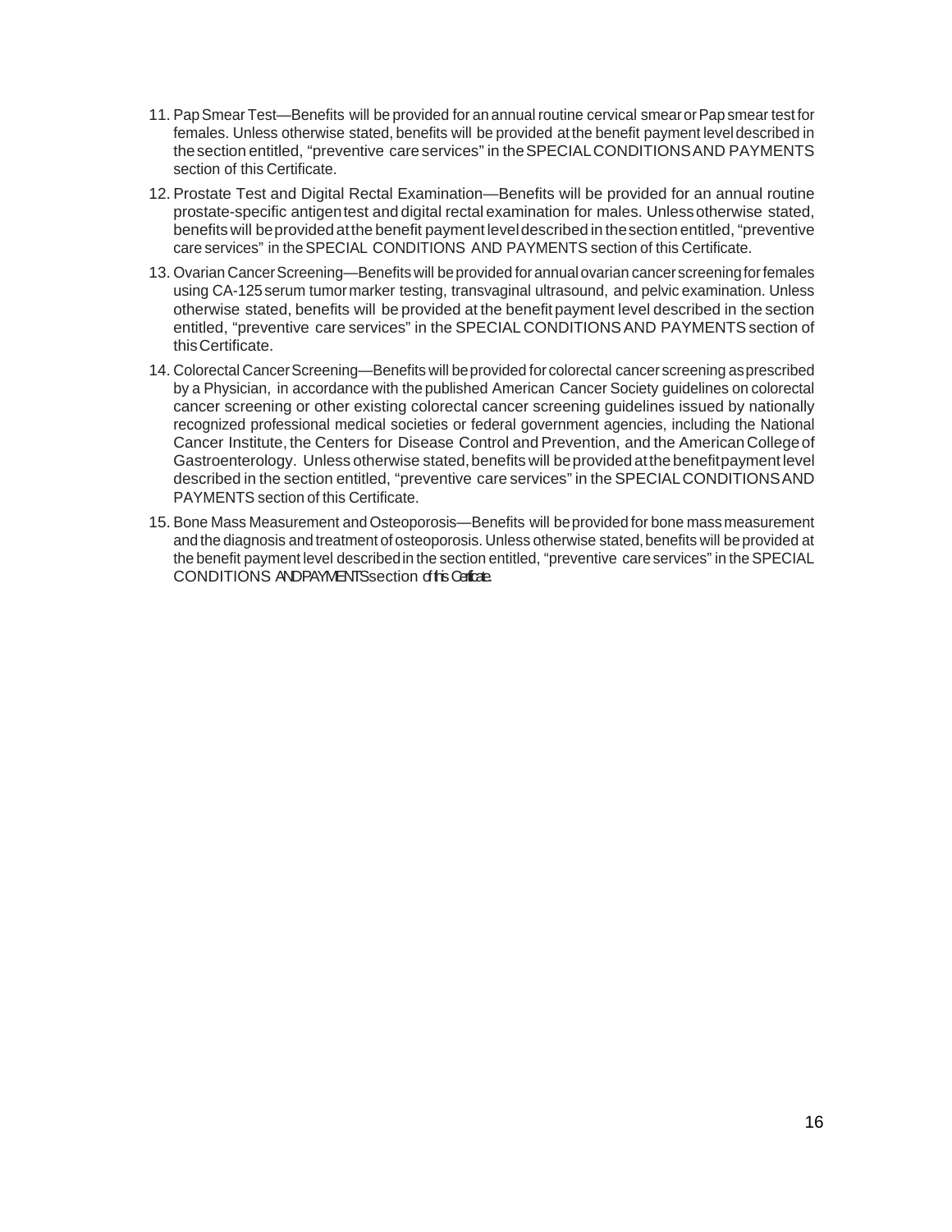11. Pap Smear Test—Benefits will be provided for an annual routine cervical smear or Pap smear test for females. Unless otherwise stated, benefits will be provided at the benefit payment level described in the section entitled, "preventive care services" in the SPECIAL CONDITIONS AND PAYMENTS section of this Certificate.
12. Prostate Test and Digital Rectal Examination—Benefits will be provided for an annual routine prostate-specific antigen test and digital rectal examination for males. Unless otherwise stated, benefits will be provided at the benefit payment level described in the section entitled, "preventive care services" in the SPECIAL CONDITIONS AND PAYMENTS section of this Certificate.
13. Ovarian Cancer Screening—Benefits will be provided for annual ovarian cancer screening for females using CA-125 serum tumor marker testing, transvaginal ultrasound, and pelvic examination. Unless otherwise stated, benefits will be provided at the benefit payment level described in the section entitled, "preventive care services" in the SPECIAL CONDITIONS AND PAYMENTS section of this Certificate.
14. Colorectal Cancer Screening—Benefits will be provided for colorectal cancer screening as prescribed by a Physician, in accordance with the published American Cancer Society guidelines on colorectal cancer screening or other existing colorectal cancer screening guidelines issued by nationally recognized professional medical societies or federal government agencies, including the National Cancer Institute, the Centers for Disease Control and Prevention, and the American College of Gastroenterology. Unless otherwise stated, benefits will be provided at the benefit payment level described in the section entitled, "preventive care services" in the SPECIAL CONDITIONS AND PAYMENTS section of this Certificate.
15. Bone Mass Measurement and Osteoporosis—Benefits will be provided for bone mass measurement and the diagnosis and treatment of osteoporosis. Unless otherwise stated, benefits will be provided at the benefit payment level described in the section entitled, "preventive care services" in the SPECIAL CONDITIONS AND PAYMENTS section of this Certificate.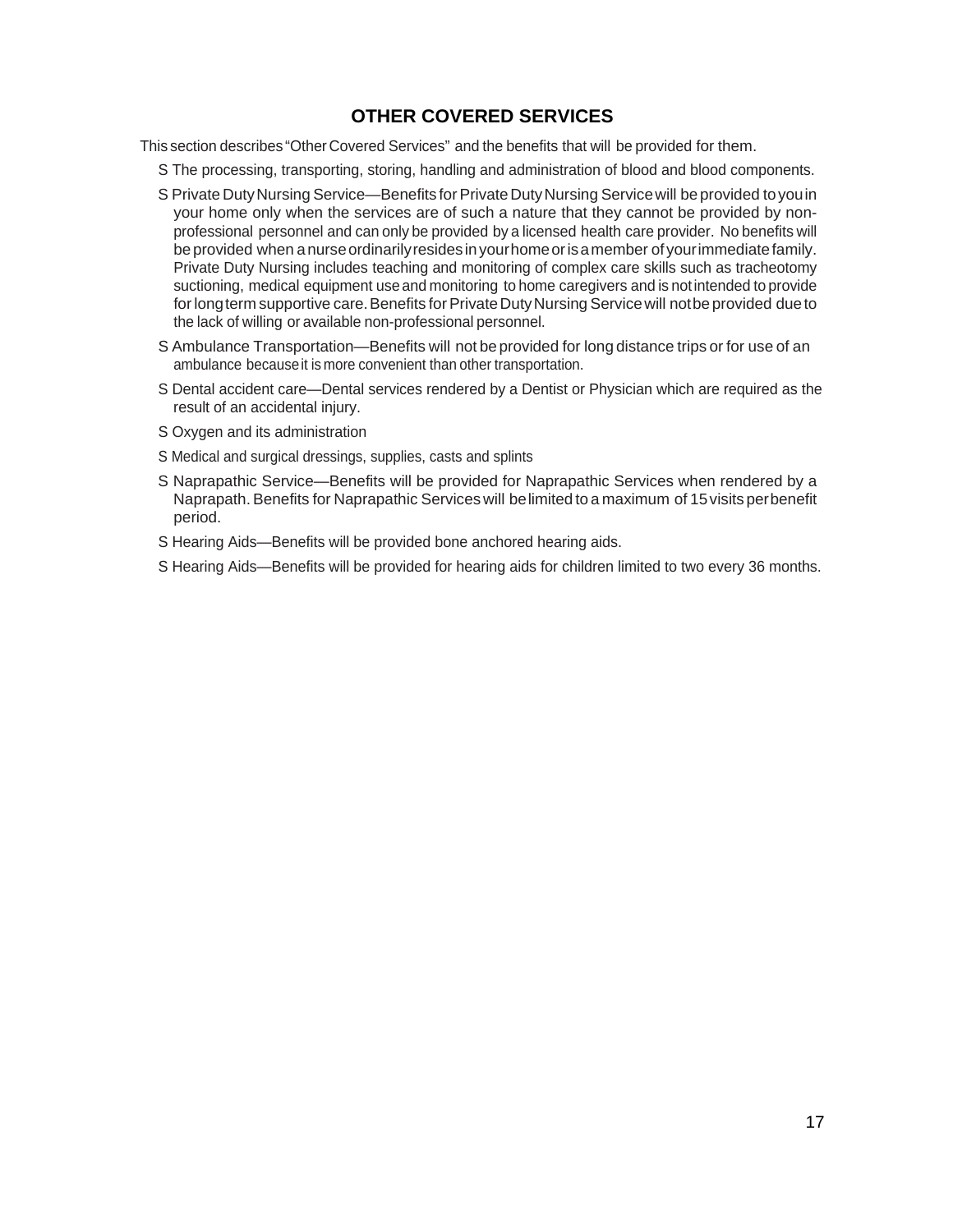## OTHER COVERED SERVICES

This section describes "Other Covered Services" and the benefits that will be provided for them.

- The processing, transporting, storing, handling and administration of blood and blood components.
- Private Duty Nursing Service—Benefits for Private Duty Nursing Service will be provided to you in your home only when the services are of such a nature that they cannot be provided by non-professional personnel and can only be provided by a licensed health care provider. No benefits will be provided when a nurse ordinarily resides in your home or is a member of your immediate family. Private Duty Nursing includes teaching and monitoring of complex care skills such as tracheotomy suctioning, medical equipment use and monitoring to home caregivers and is not intended to provide for long term supportive care. Benefits for Private Duty Nursing Service will not be provided due to the lack of willing or available non-professional personnel.
- Ambulance Transportation—Benefits will not be provided for long distance trips or for use of an ambulance because it is more convenient than other transportation.
- Dental accident care—Dental services rendered by a Dentist or Physician which are required as the result of an accidental injury.
- Oxygen and its administration
- Medical and surgical dressings, supplies, casts and splints
- Naprapathic Service—Benefits will be provided for Naprapathic Services when rendered by a Naprapath. Benefits for Naprapathic Services will be limited to a maximum of 15 visits per benefit period.
- Hearing Aids—Benefits will be provided bone anchored hearing aids.
- Hearing Aids—Benefits will be provided for hearing aids for children limited to two every 36 months.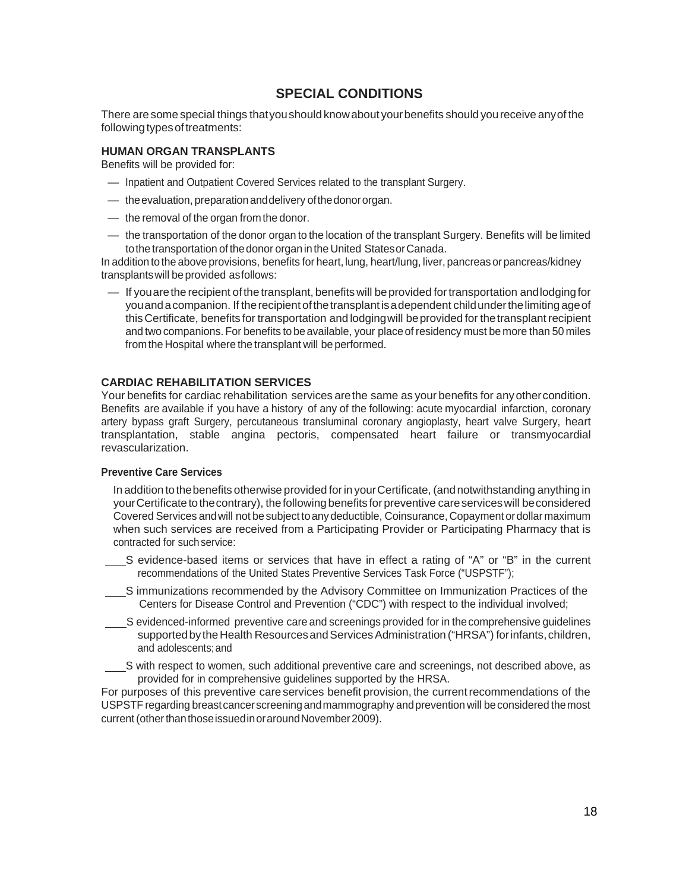## SPECIAL CONDITIONS

There are some special things that you should know about your benefits should you receive any of the following types of treatments:

### HUMAN ORGAN TRANSPLANTS

Benefits will be provided for:

- Inpatient and Outpatient Covered Services related to the transplant Surgery.
- the evaluation, preparation and delivery of the donor organ.
- the removal of the organ from the donor.
- the transportation of the donor organ to the location of the transplant Surgery. Benefits will be limited to the transportation of the donor organ in the United States or Canada.

In addition to the above provisions, benefits for heart, lung, heart/lung, liver, pancreas or pancreas/kidney transplants will be provided as follows:

- If you are the recipient of the transplant, benefits will be provided for transportation and lodging for you and a companion. If the recipient of the transplant is a dependent child under the limiting age of this Certificate, benefits for transportation and lodging will be provided for the transplant recipient and two companions. For benefits to be available, your place of residency must be more than 50 miles from the Hospital where the transplant will be performed.

### CARDIAC REHABILITATION SERVICES

Your benefits for cardiac rehabilitation services are the same as your benefits for any other condition. Benefits are available if you have a history of any of the following: acute myocardial infarction, coronary artery bypass graft Surgery, percutaneous transluminal coronary angioplasty, heart valve Surgery, heart transplantation, stable angina pectoris, compensated heart failure or transmyocardial revascularization.

#### Preventive Care Services

In addition to the benefits otherwise provided for in your Certificate, (and notwithstanding anything in your Certificate to the contrary), the following benefits for preventive care services will be considered Covered Services and will not be subject to any deductible, Coinsurance, Copayment or dollar maximum when such services are received from a Participating Provider or Participating Pharmacy that is contracted for such service:

- evidence-based items or services that have in effect a rating of "A" or "B" in the current recommendations of the United States Preventive Services Task Force ("USPSTF");
- immunizations recommended by the Advisory Committee on Immunization Practices of the Centers for Disease Control and Prevention ("CDC") with respect to the individual involved;
- evidenced-informed preventive care and screenings provided for in the comprehensive guidelines supported by the Health Resources and Services Administration ("HRSA") for infants, children, and adolescents; and
- with respect to women, such additional preventive care and screenings, not described above, as provided for in comprehensive guidelines supported by the HRSA.

For purposes of this preventive care services benefit provision, the current recommendations of the USPSTF regarding breast cancer screening and mammography and prevention will be considered the most current (other than those issued in or around November 2009).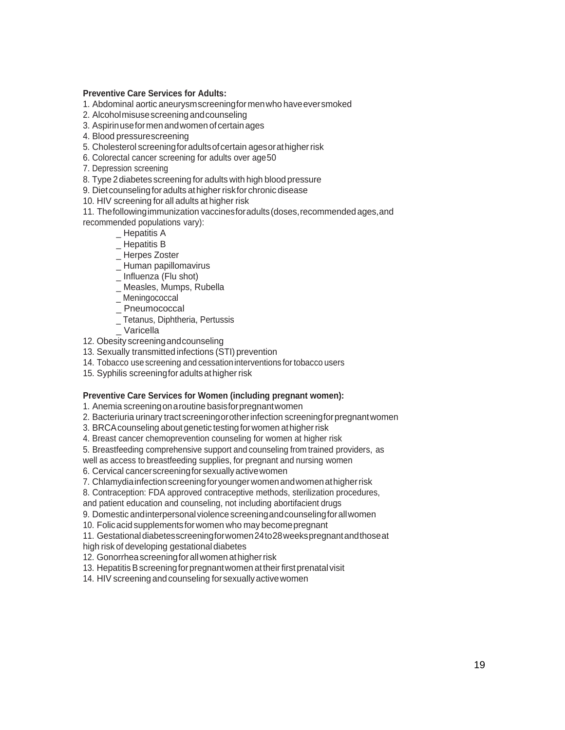**Preventive Care Services for Adults:**

1. Abdominal aortic aneurysm screening for men who have ever smoked
2. Alcohol misuse screening and counseling
3. Aspirin use for men and women of certain ages
4. Blood pressure screening
5. Cholesterol screening for adults of certain ages or at higher risk
6. Colorectal cancer screening for adults over age 50
7. Depression screening
8. Type 2 diabetes screening for adults with high blood pressure
9. Diet counseling for adults at higher risk for chronic disease
10. HIV screening for all adults at higher risk
11. The following immunization vaccines for adults (doses, recommended ages, and recommended populations vary):
    - _ Hepatitis A
    - _ Hepatitis B
    - _ Herpes Zoster
    - _ Human papillomavirus
    - _ Influenza (Flu shot)
    - _ Measles, Mumps, Rubella
    - _ Meningococcal
    - _ Pneumococcal
    - _ Tetanus, Diphtheria, Pertussis
    - _ Varicella
12. Obesity screening and counseling
13. Sexually transmitted infections (STI) prevention
14. Tobacco use screening and cessation interventions for tobacco users
15. Syphilis screening for adults at higher risk

**Preventive Care Services for Women (including pregnant women):**

1. Anemia screening on a routine basis for pregnant women
2. Bacteriuria urinary tract screening or other infection screening for pregnant women
3. BRCA counseling about genetic testing for women at higher risk
4. Breast cancer chemoprevention counseling for women at higher risk
5. Breastfeeding comprehensive support and counseling from trained providers, as well as access to breastfeeding supplies, for pregnant and nursing women
6. Cervical cancer screening for sexually active women
7. Chlamydia infection screening for younger women and women at higher risk
8. Contraception: FDA approved contraceptive methods, sterilization procedures, and patient education and counseling, not including abortifacient drugs
9. Domestic and interpersonal violence screening and counseling for all women
10. Folic acid supplements for women who may become pregnant
11. Gestational diabetes screening for women 24 to 28 weeks pregnant and those at high risk of developing gestational diabetes
12. Gonorrhea screening for all women at higher risk
13. Hepatitis B screening for pregnant women at their first prenatal visit
14. HIV screening and counseling for sexually active women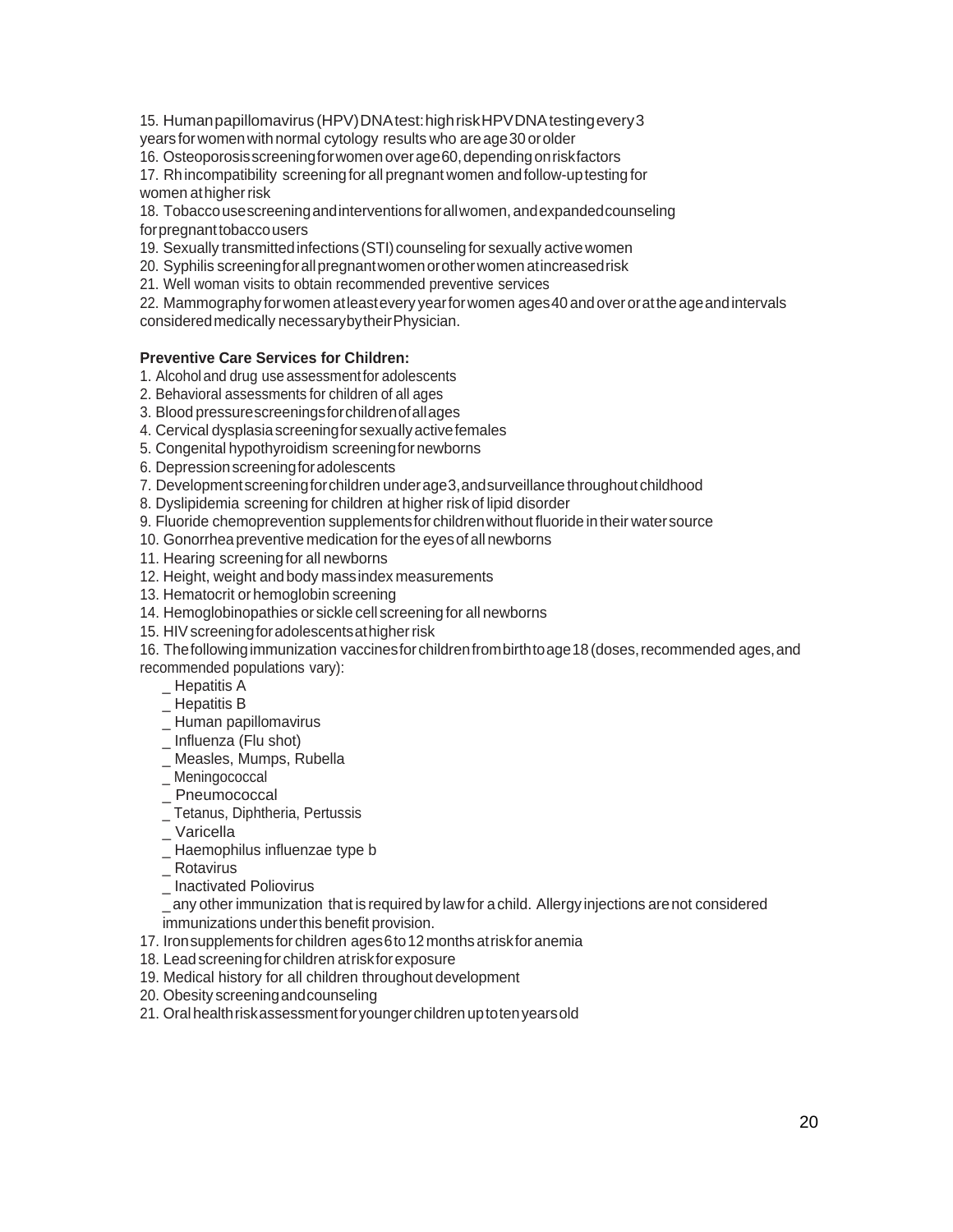15. Human papillomavirus (HPV) DNA test: high risk HPV DNA testing every 3 years for women with normal cytology results who are age 30 or older

16. Osteoporosis screening for women over age 60, depending on risk factors

17. Rh incompatibility screening for all pregnant women and follow-up testing for women at higher risk

18. Tobacco use screening and interventions for all women, and expanded counseling for pregnant tobacco users

19. Sexually transmitted infections (STI) counseling for sexually active women

20. Syphilis screening for all pregnant women or other women at increased risk

21. Well woman visits to obtain recommended preventive services

22. Mammography for women at least every year for women ages 40 and over or at the age and intervals considered medically necessary by their Physician.

**Preventive Care Services for Children:**

1. Alcohol and drug use assessment for adolescents
2. Behavioral assessments for children of all ages
3. Blood pressure screenings for children of all ages
4. Cervical dysplasia screening for sexually active females
5. Congenital hypothyroidism screening for newborns
6. Depression screening for adolescents
7. Development screening for children under age 3, and surveillance throughout childhood
8. Dyslipidemia screening for children at higher risk of lipid disorder
9. Fluoride chemoprevention supplements for children without fluoride in their water source
10. Gonorrhea preventive medication for the eyes of all newborns
11. Hearing screening for all newborns
12. Height, weight and body mass index measurements
13. Hematocrit or hemoglobin screening
14. Hemoglobinopathies or sickle cell screening for all newborns
15. HIV screening for adolescents at higher risk
16. The following immunization vaccines for children from birth to age 18 (doses, recommended ages, and recommended populations vary):
    - Hepatitis A
    - Hepatitis B
    - Human papillomavirus
    - Influenza (Flu shot)
    - Measles, Mumps, Rubella
    - Meningococcal
    - Pneumococcal
    - Tetanus, Diphtheria, Pertussis
    - Varicella
    - Haemophilus influenzae type b
    - Rotavirus
    - Inactivated Poliovirus
    - any other immunization that is required by law for a child. Allergy injections are not considered immunizations under this benefit provision.
17. Iron supplements for children ages 6 to 12 months at risk for anemia
18. Lead screening for children at risk for exposure
19. Medical history for all children throughout development
20. Obesity screening and counseling
21. Oral health risk assessment for younger children up to ten years old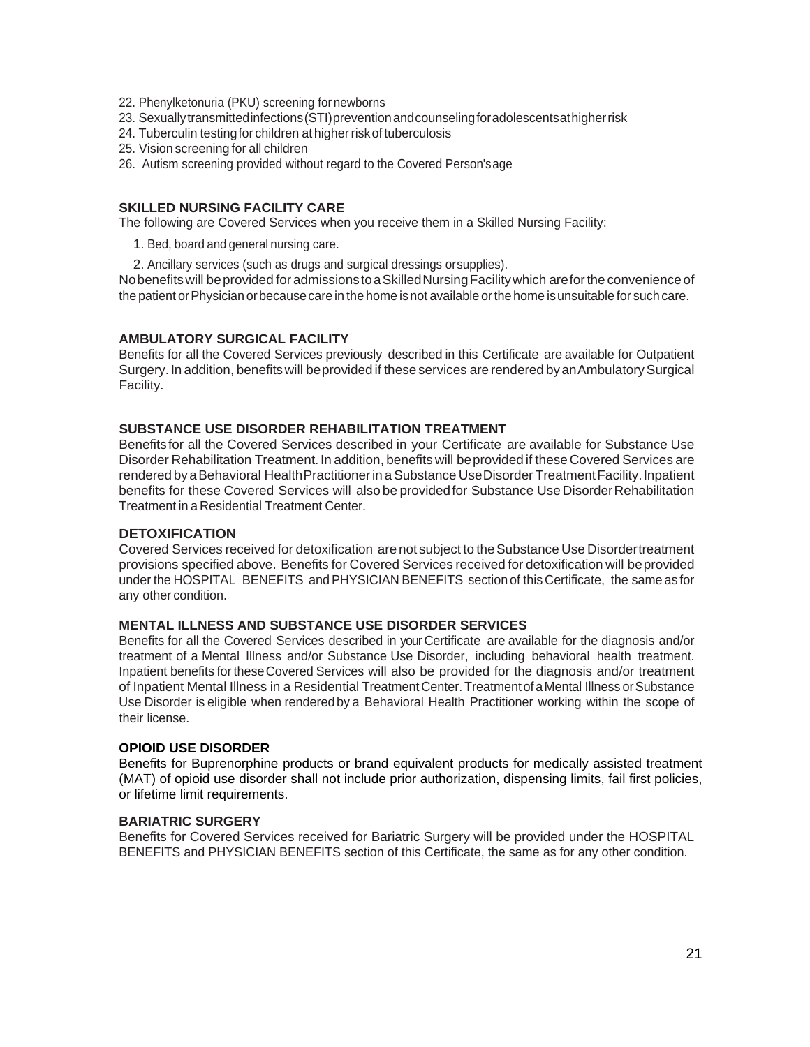22. Phenylketonuria (PKU) screening for newborns
23. Sexually transmitted infections (STI) prevention and counseling for adolescents at higher risk
24. Tuberculin testing for children at higher risk of tuberculosis
25. Vision screening for all children
26. Autism screening provided without regard to the Covered Person's age

### SKILLED NURSING FACILITY CARE

The following are Covered Services when you receive them in a Skilled Nursing Facility:

1. Bed, board and general nursing care.
2. Ancillary services (such as drugs and surgical dressings or supplies).

No benefits will be provided for admissions to a Skilled Nursing Facility which are for the convenience of the patient or Physician or because care in the home is not available or the home is unsuitable for such care.

### AMBULATORY SURGICAL FACILITY

Benefits for all the Covered Services previously described in this Certificate are available for Outpatient Surgery. In addition, benefits will be provided if these services are rendered by an Ambulatory Surgical Facility.

### SUBSTANCE USE DISORDER REHABILITATION TREATMENT

Benefits for all the Covered Services described in your Certificate are available for Substance Use Disorder Rehabilitation Treatment. In addition, benefits will be provided if these Covered Services are rendered by a Behavioral Health Practitioner in a Substance Use Disorder Treatment Facility. Inpatient benefits for these Covered Services will also be provided for Substance Use Disorder Rehabilitation Treatment in a Residential Treatment Center.

### DETOXIFICATION

Covered Services received for detoxification are not subject to the Substance Use Disorder treatment provisions specified above. Benefits for Covered Services received for detoxification will be provided under the HOSPITAL BENEFITS and PHYSICIAN BENEFITS section of this Certificate, the same as for any other condition.

### MENTAL ILLNESS AND SUBSTANCE USE DISORDER SERVICES

Benefits for all the Covered Services described in your Certificate are available for the diagnosis and/or treatment of a Mental Illness and/or Substance Use Disorder, including behavioral health treatment. Inpatient benefits for these Covered Services will also be provided for the diagnosis and/or treatment of Inpatient Mental Illness in a Residential Treatment Center. Treatment of a Mental Illness or Substance Use Disorder is eligible when rendered by a Behavioral Health Practitioner working within the scope of their license.

### OPIOID USE DISORDER

Benefits for Buprenorphine products or brand equivalent products for medically assisted treatment (MAT) of opioid use disorder shall not include prior authorization, dispensing limits, fail first policies, or lifetime limit requirements.

### BARIATRIC SURGERY

Benefits for Covered Services received for Bariatric Surgery will be provided under the HOSPITAL BENEFITS and PHYSICIAN BENEFITS section of this Certificate, the same as for any other condition.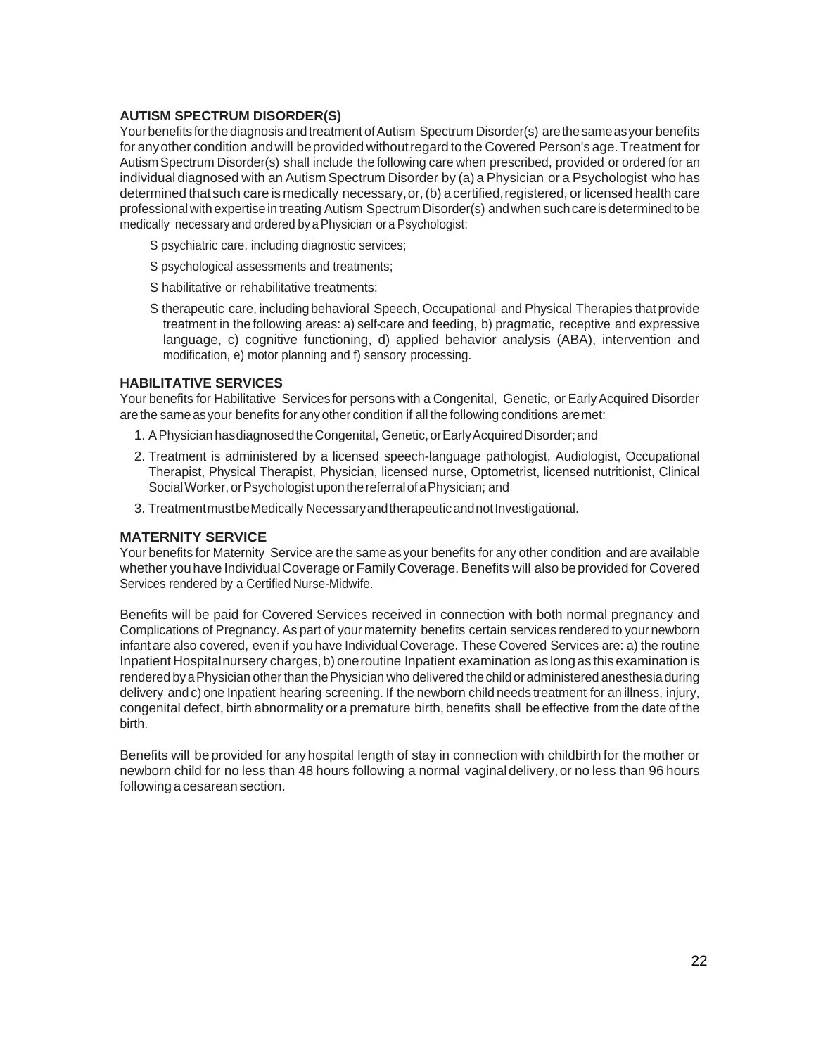### AUTISM SPECTRUM DISORDER(S)

Your benefits for the diagnosis and treatment of Autism Spectrum Disorder(s) are the same as your benefits for any other condition and will be provided without regard to the Covered Person's age. Treatment for Autism Spectrum Disorder(s) shall include the following care when prescribed, provided or ordered for an individual diagnosed with an Autism Spectrum Disorder by (a) a Physician or a Psychologist who has determined that such care is medically necessary, or, (b) a certified, registered, or licensed health care professional with expertise in treating Autism Spectrum Disorder(s) and when such care is determined to be medically necessary and ordered by a Physician or a Psychologist:

- psychiatric care, including diagnostic services;
- psychological assessments and treatments;
- habilitative or rehabilitative treatments;
- therapeutic care, including behavioral Speech, Occupational and Physical Therapies that provide treatment in the following areas: a) self-care and feeding, b) pragmatic, receptive and expressive language, c) cognitive functioning, d) applied behavior analysis (ABA), intervention and modification, e) motor planning and f) sensory processing.

### HABILITATIVE SERVICES

Your benefits for Habilitative Services for persons with a Congenital, Genetic, or Early Acquired Disorder are the same as your benefits for any other condition if all the following conditions are met:

1. A Physician has diagnosed the Congenital, Genetic, or Early Acquired Disorder; and
2. Treatment is administered by a licensed speech-language pathologist, Audiologist, Occupational Therapist, Physical Therapist, Physician, licensed nurse, Optometrist, licensed nutritionist, Clinical Social Worker, or Psychologist upon the referral of a Physician; and
3. Treatment must be Medically Necessary and therapeutic and not Investigational.

### MATERNITY SERVICE

Your benefits for Maternity Service are the same as your benefits for any other condition and are available whether you have Individual Coverage or Family Coverage. Benefits will also be provided for Covered Services rendered by a Certified Nurse-Midwife.

Benefits will be paid for Covered Services received in connection with both normal pregnancy and Complications of Pregnancy. As part of your maternity benefits certain services rendered to your newborn infant are also covered, even if you have Individual Coverage. These Covered Services are: a) the routine Inpatient Hospital nursery charges, b) one routine Inpatient examination as long as this examination is rendered by a Physician other than the Physician who delivered the child or administered anesthesia during delivery and c) one Inpatient hearing screening. If the newborn child needs treatment for an illness, injury, congenital defect, birth abnormality or a premature birth, benefits shall be effective from the date of the birth.

Benefits will be provided for any hospital length of stay in connection with childbirth for the mother or newborn child for no less than 48 hours following a normal vaginal delivery, or no less than 96 hours following a cesarean section.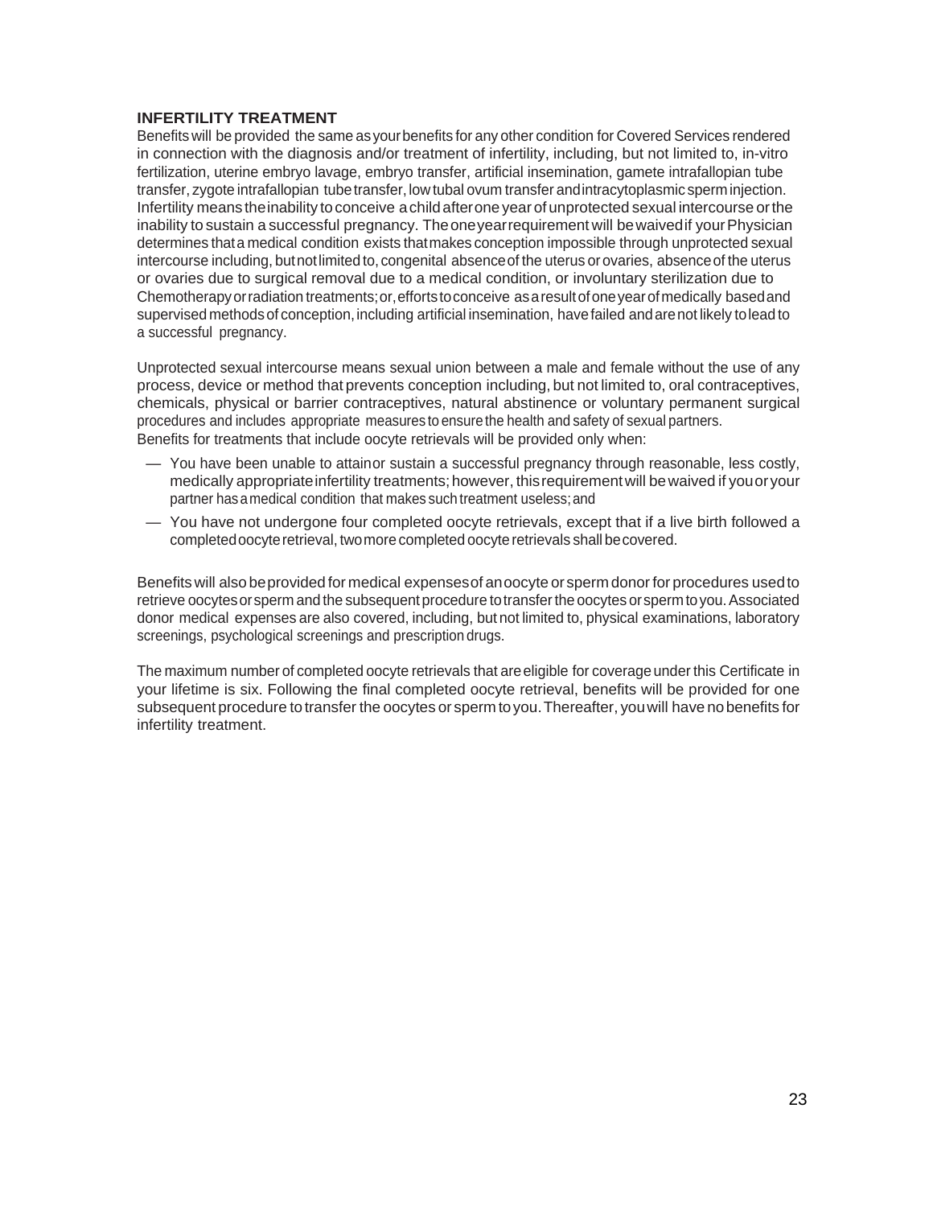**INFERTILITY TREATMENT**

Benefits will be provided the same as your benefits for any other condition for Covered Services rendered in connection with the diagnosis and/or treatment of infertility, including, but not limited to, in-vitro fertilization, uterine embryo lavage, embryo transfer, artificial insemination, gamete intrafallopian tube transfer, zygote intrafallopian tube transfer, low tubal ovum transfer and intracytoplasmic sperm injection. Infertility means the inability to conceive a child after one year of unprotected sexual intercourse or the inability to sustain a successful pregnancy. The one year requirement will be waived if your Physician determines that a medical condition exists that makes conception impossible through unprotected sexual intercourse including, but not limited to, congenital absence of the uterus or ovaries, absence of the uterus or ovaries due to surgical removal due to a medical condition, or involuntary sterilization due to Chemotherapy or radiation treatments; or, efforts to conceive as a result of one year of medically based and supervised methods of conception, including artificial insemination, have failed and are not likely to lead to a successful pregnancy.

Unprotected sexual intercourse means sexual union between a male and female without the use of any process, device or method that prevents conception including, but not limited to, oral contraceptives, chemicals, physical or barrier contraceptives, natural abstinence or voluntary permanent surgical procedures and includes appropriate measures to ensure the health and safety of sexual partners.
Benefits for treatments that include oocyte retrievals will be provided only when:

- — You have been unable to attain or sustain a successful pregnancy through reasonable, less costly, medically appropriate infertility treatments; however, this requirement will be waived if you or your partner has a medical condition that makes such treatment useless; and
- — You have not undergone four completed oocyte retrievals, except that if a live birth followed a completed oocyte retrieval, two more completed oocyte retrievals shall be covered.

Benefits will also be provided for medical expenses of an oocyte or sperm donor for procedures used to retrieve oocytes or sperm and the subsequent procedure to transfer the oocytes or sperm to you. Associated donor medical expenses are also covered, including, but not limited to, physical examinations, laboratory screenings, psychological screenings and prescription drugs.

The maximum number of completed oocyte retrievals that are eligible for coverage under this Certificate in your lifetime is six. Following the final completed oocyte retrieval, benefits will be provided for one subsequent procedure to transfer the oocytes or sperm to you. Thereafter, you will have no benefits for infertility treatment.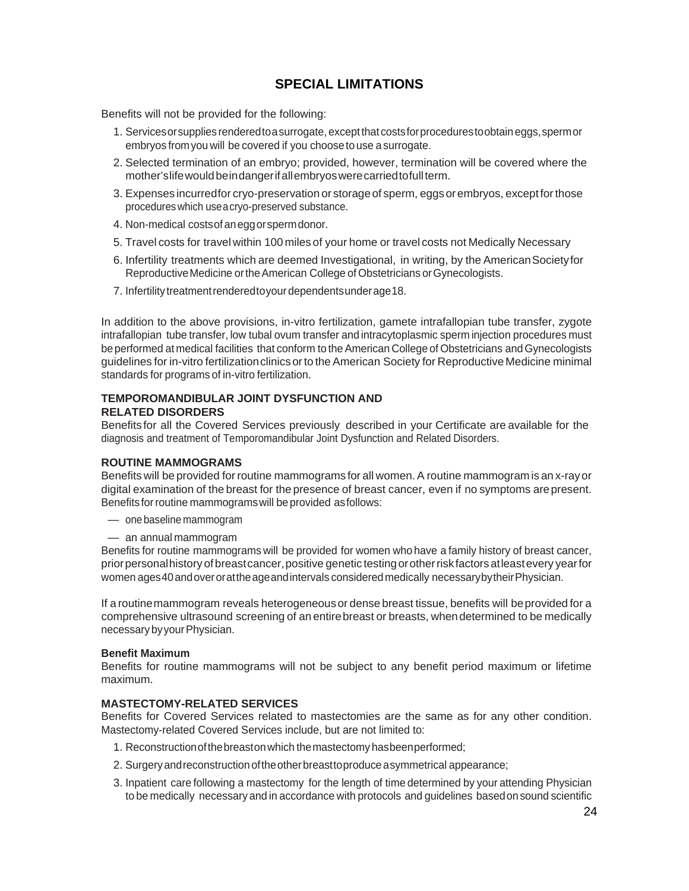## SPECIAL LIMITATIONS

Benefits will not be provided for the following:

1. Services or supplies rendered to a surrogate, except that costs for procedures to obtain eggs, sperm or embryos from you will be covered if you choose to use a surrogate.
2. Selected termination of an embryo; provided, however, termination will be covered where the mother's life would be in danger if all embryos were carried to full term.
3. Expenses incurred for cryo-preservation or storage of sperm, eggs or embryos, except for those procedures which use a cryo-preserved substance.
4. Non-medical costs of an egg or sperm donor.
5. Travel costs for travel within 100 miles of your home or travel costs not Medically Necessary
6. Infertility treatments which are deemed Investigational, in writing, by the American Society for Reproductive Medicine or the American College of Obstetricians or Gynecologists.
7. Infertility treatment rendered to your dependents under age 18.

In addition to the above provisions, in-vitro fertilization, gamete intrafallopian tube transfer, zygote intrafallopian tube transfer, low tubal ovum transfer and intracytoplasmic sperm injection procedures must be performed at medical facilities that conform to the American College of Obstetricians and Gynecologists guidelines for in-vitro fertilization clinics or to the American Society for Reproductive Medicine minimal standards for programs of in-vitro fertilization.

### TEMPOROMANDIBULAR JOINT DYSFUNCTION AND RELATED DISORDERS

Benefits for all the Covered Services previously described in your Certificate are available for the diagnosis and treatment of Temporomandibular Joint Dysfunction and Related Disorders.

### ROUTINE MAMMOGRAMS

Benefits will be provided for routine mammograms for all women. A routine mammogram is an x-ray or digital examination of the breast for the presence of breast cancer, even if no symptoms are present. Benefits for routine mammograms will be provided as follows:

- — one baseline mammogram
- — an annual mammogram

Benefits for routine mammograms will be provided for women who have a family history of breast cancer, prior personal history of breast cancer, positive genetic testing or other risk factors at least every year for women ages 40 and over or at the age and intervals considered medically necessary by their Physician.

If a routine mammogram reveals heterogeneous or dense breast tissue, benefits will be provided for a comprehensive ultrasound screening of an entire breast or breasts, when determined to be medically necessary by your Physician.

#### Benefit Maximum

Benefits for routine mammograms will not be subject to any benefit period maximum or lifetime maximum.

### MASTECTOMY-RELATED SERVICES

Benefits for Covered Services related to mastectomies are the same as for any other condition. Mastectomy-related Covered Services include, but are not limited to:

1. Reconstruction of the breast on which the mastectomy has been performed;
2. Surgery and reconstruction of the other breast to produce a symmetrical appearance;
3. Inpatient care following a mastectomy for the length of time determined by your attending Physician to be medically necessary and in accordance with protocols and guidelines based on sound scientific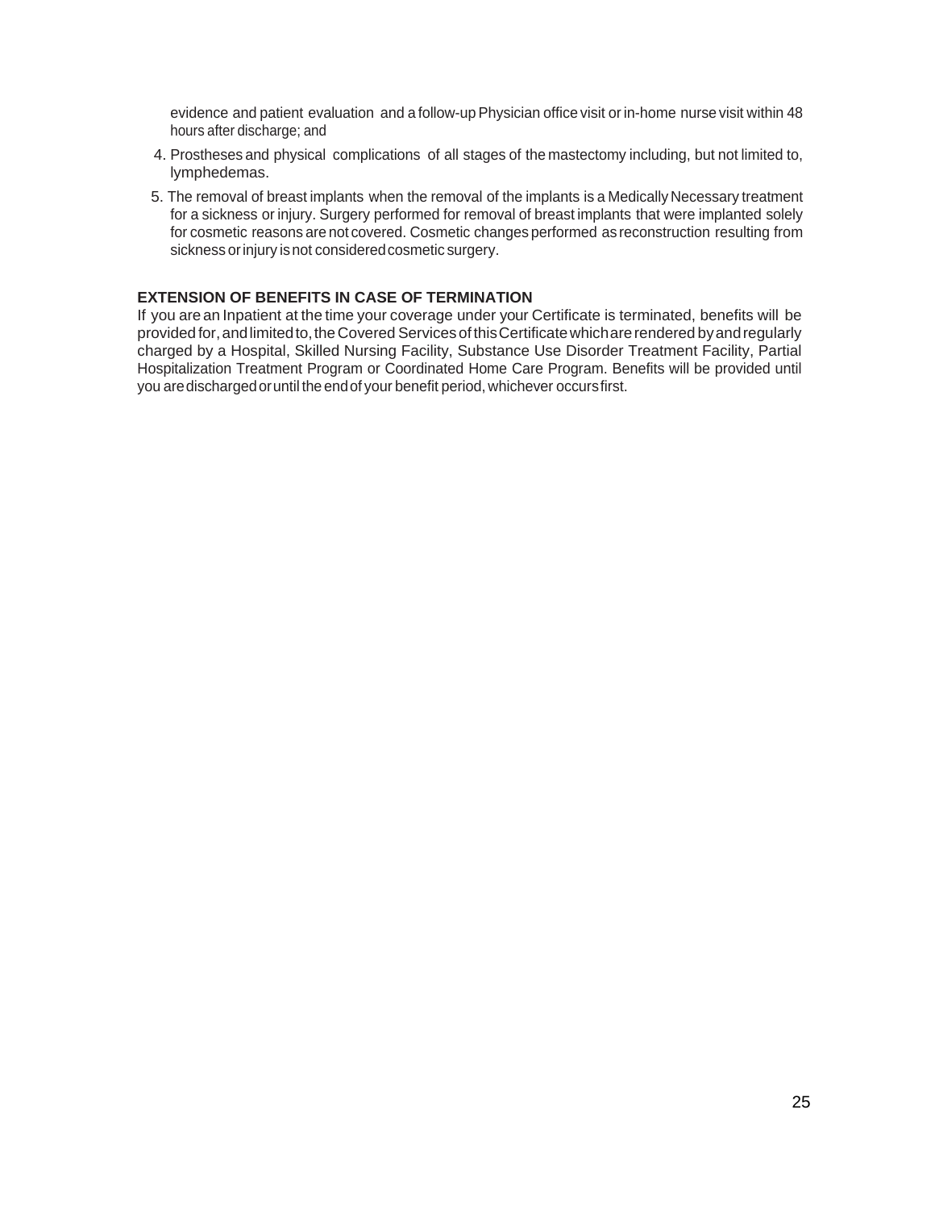evidence and patient evaluation and a follow-up Physician office visit or in-home nurse visit within 48 hours after discharge; and

4. Prostheses and physical complications of all stages of the mastectomy including, but not limited to, lymphedemas.
5. The removal of breast implants when the removal of the implants is a Medically Necessary treatment for a sickness or injury. Surgery performed for removal of breast implants that were implanted solely for cosmetic reasons are not covered. Cosmetic changes performed as reconstruction resulting from sickness or injury is not considered cosmetic surgery.

**EXTENSION OF BENEFITS IN CASE OF TERMINATION**

If you are an Inpatient at the time your coverage under your Certificate is terminated, benefits will be provided for, and limited to, the Covered Services of this Certificate which are rendered by and regularly charged by a Hospital, Skilled Nursing Facility, Substance Use Disorder Treatment Facility, Partial Hospitalization Treatment Program or Coordinated Home Care Program. Benefits will be provided until you are discharged or until the end of your benefit period, whichever occurs first.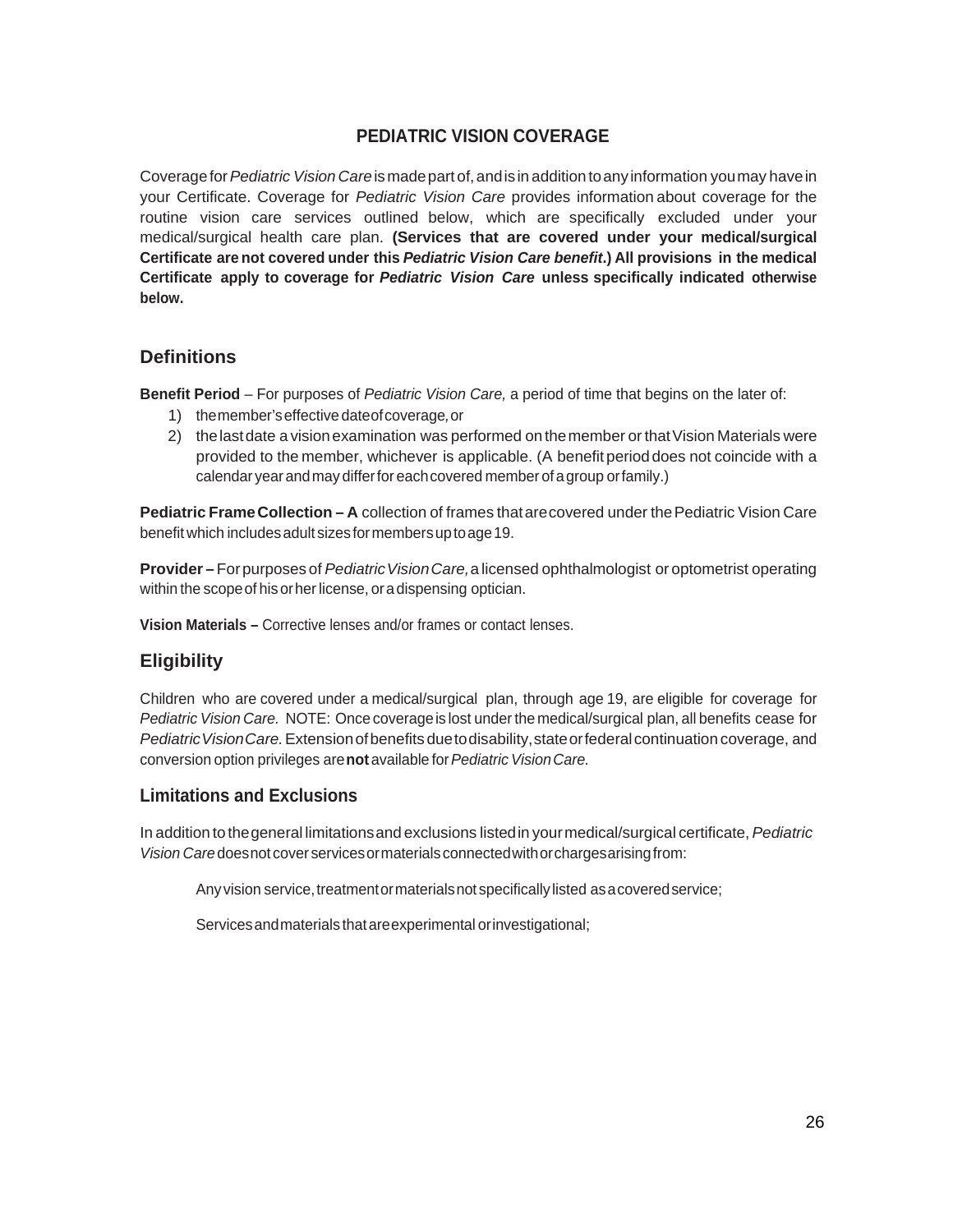# PEDIATRIC VISION COVERAGE

Coverage for *Pediatric Vision Care* is made part of, and is in addition to any information you may have in your Certificate. Coverage for *Pediatric Vision Care* provides information about coverage for the routine vision care services outlined below, which are specifically excluded under your medical/surgical health care plan. **(Services that are covered under your medical/surgical Certificate are not covered under this *Pediatric Vision Care benefit*.) All provisions in the medical Certificate apply to coverage for *Pediatric Vision Care* unless specifically indicated otherwise below.**

## Definitions

**Benefit Period** – For purposes of *Pediatric Vision Care,* a period of time that begins on the later of:

1) the member's effective date of coverage, or
2) the last date a vision examination was performed on the member or that Vision Materials were provided to the member, whichever is applicable. (A benefit period does not coincide with a calendar year and may differ for each covered member of a group or family.)

**Pediatric Frame Collection – A** collection of frames that are covered under the Pediatric Vision Care benefit which includes adult sizes for members up to age 19.

**Provider –** For purposes of *Pediatric Vision Care,* a licensed ophthalmologist or optometrist operating within the scope of his or her license, or a dispensing optician.

**Vision Materials –** Corrective lenses and/or frames or contact lenses.

## Eligibility

Children who are covered under a medical/surgical plan, through age 19, are eligible for coverage for *Pediatric Vision Care.* NOTE: Once coverage is lost under the medical/surgical plan, all benefits cease for *Pediatric Vision Care.* Extension of benefits due to disability, state or federal continuation coverage, and conversion option privileges are **not** available for *Pediatric Vision Care.*

### Limitations and Exclusions

In addition to the general limitations and exclusions listed in your medical/surgical certificate, *Pediatric Vision Care* does not cover services or materials connected with or charges arising from:

Any vision service, treatment or materials not specifically listed as a covered service;

Services and materials that are experimental or investigational;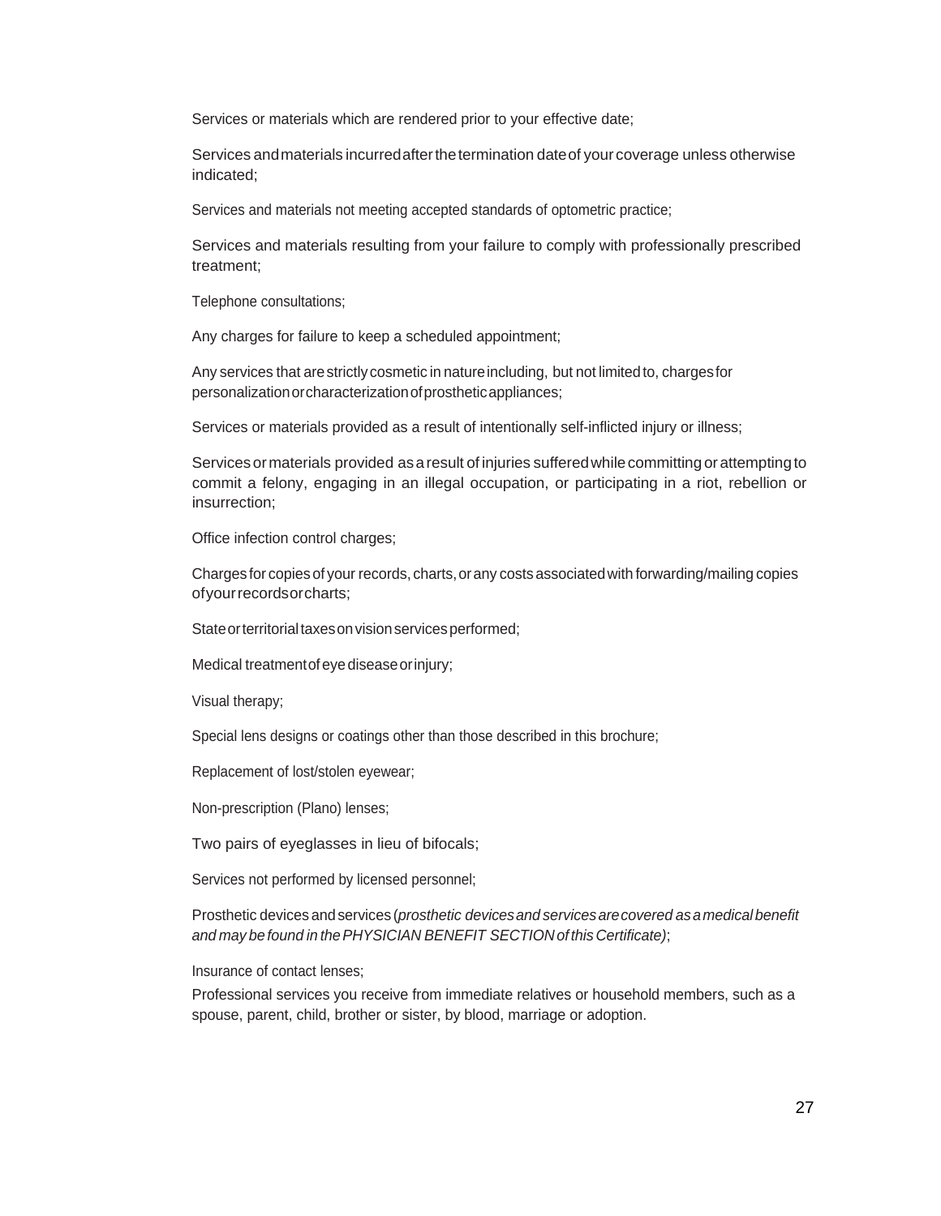Services or materials which are rendered prior to your effective date;

Services and materials incurred after the termination date of your coverage unless otherwise indicated;

Services and materials not meeting accepted standards of optometric practice;

Services and materials resulting from your failure to comply with professionally prescribed treatment;

Telephone consultations;

Any charges for failure to keep a scheduled appointment;

Any services that are strictly cosmetic in nature including, but not limited to, charges for personalization or characterization of prosthetic appliances;

Services or materials provided as a result of intentionally self-inflicted injury or illness;

Services or materials provided as a result of injuries suffered while committing or attempting to commit a felony, engaging in an illegal occupation, or participating in a riot, rebellion or insurrection;

Office infection control charges;

Charges for copies of your records, charts, or any costs associated with forwarding/mailing copies of your records or charts;

State or territorial taxes on vision services performed;

Medical treatment of eye disease or injury;

Visual therapy;

Special lens designs or coatings other than those described in this brochure;

Replacement of lost/stolen eyewear;

Non-prescription (Plano) lenses;

Two pairs of eyeglasses in lieu of bifocals;

Services not performed by licensed personnel;

Prosthetic devices and services (*prosthetic devices and services are covered as a medical benefit and may be found in the PHYSICIAN BENEFIT SECTION of this Certificate)*;

Insurance of contact lenses;

Professional services you receive from immediate relatives or household members, such as a spouse, parent, child, brother or sister, by blood, marriage or adoption.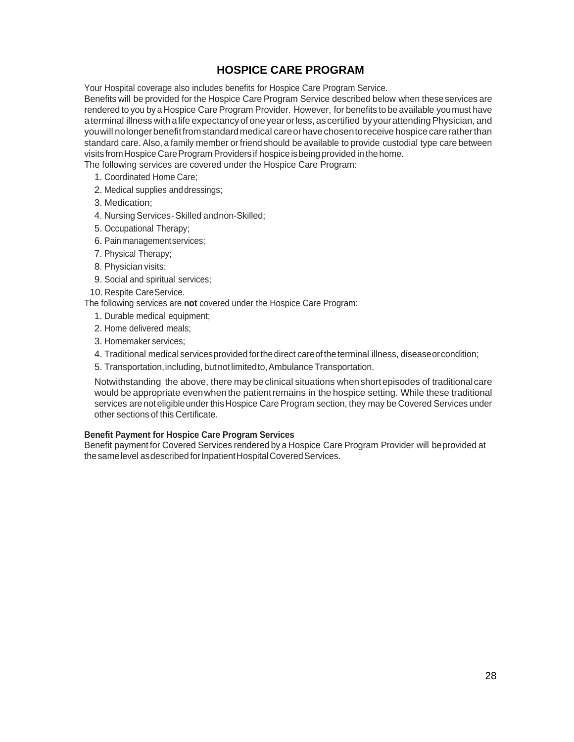# HOSPICE CARE PROGRAM

Your Hospital coverage also includes benefits for Hospice Care Program Service.

Benefits will be provided for the Hospice Care Program Service described below when these services are rendered to you by a Hospice Care Program Provider. However, for benefits to be available you must have a terminal illness with a life expectancy of one year or less, as certified by your attending Physician, and you will no longer benefit from standard medical care or have chosen to receive hospice care rather than standard care. Also, a family member or friend should be available to provide custodial type care between visits from Hospice Care Program Providers if hospice is being provided in the home.

The following services are covered under the Hospice Care Program:

1. Coordinated Home Care;
2. Medical supplies and dressings;
3. Medication;
4. Nursing Services - Skilled and non-Skilled;
5. Occupational Therapy;
6. Pain management services;
7. Physical Therapy;
8. Physician visits;
9. Social and spiritual services;
10. Respite Care Service.

The following services are **not** covered under the Hospice Care Program:

1. Durable medical equipment;
2. Home delivered meals;
3. Homemaker services;
4. Traditional medical services provided for the direct care of the terminal illness, disease or condition;
5. Transportation, including, but not limited to, Ambulance Transportation.

Notwithstanding the above, there may be clinical situations when short episodes of traditional care would be appropriate even when the patient remains in the hospice setting. While these traditional services are not eligible under this Hospice Care Program section, they may be Covered Services under other sections of this Certificate.

**Benefit Payment for Hospice Care Program Services**

Benefit payment for Covered Services rendered by a Hospice Care Program Provider will be provided at the same level as described for Inpatient Hospital Covered Services.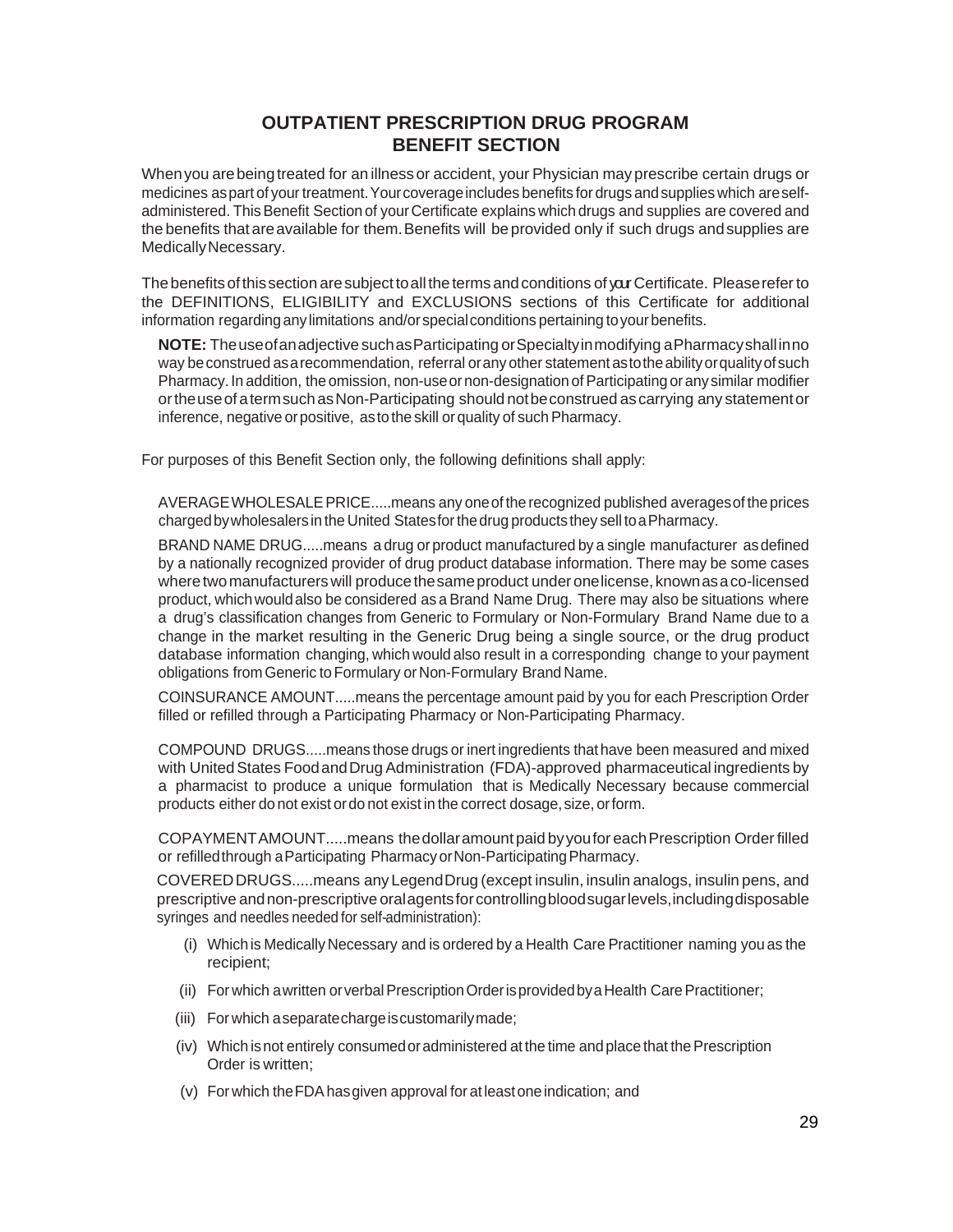# OUTPATIENT PRESCRIPTION DRUG PROGRAM BENEFIT SECTION

When you are being treated for an illness or accident, your Physician may prescribe certain drugs or medicines as part of your treatment. Your coverage includes benefits for drugs and supplies which are self-administered. This Benefit Section of your Certificate explains which drugs and supplies are covered and the benefits that are available for them. Benefits will be provided only if such drugs and supplies are Medically Necessary.

The benefits of this section are subject to all the terms and conditions of your Certificate. Please refer to the DEFINITIONS, ELIGIBILITY and EXCLUSIONS sections of this Certificate for additional information regarding any limitations and/or special conditions pertaining to your benefits.

> **NOTE:** The use of an adjective such as Participating or Specialty in modifying a Pharmacy shall in no way be construed as a recommendation, referral or any other statement as to the ability or quality of such Pharmacy. In addition, the omission, non-use or non-designation of Participating or any similar modifier or the use of a term such as Non-Participating should not be construed as carrying any statement or inference, negative or positive, as to the skill or quality of such Pharmacy.

For purposes of this Benefit Section only, the following definitions shall apply:

AVERAGE WHOLESALE PRICE.....means any one of the recognized published averages of the prices charged by wholesalers in the United States for the drug products they sell to a Pharmacy.

BRAND NAME DRUG.....means a drug or product manufactured by a single manufacturer as defined by a nationally recognized provider of drug product database information. There may be some cases where two manufacturers will produce the same product under one license, known as a co-licensed product, which would also be considered as a Brand Name Drug. There may also be situations where a drug's classification changes from Generic to Formulary or Non-Formulary Brand Name due to a change in the market resulting in the Generic Drug being a single source, or the drug product database information changing, which would also result in a corresponding change to your payment obligations from Generic to Formulary or Non-Formulary Brand Name.

COINSURANCE AMOUNT.....means the percentage amount paid by you for each Prescription Order filled or refilled through a Participating Pharmacy or Non-Participating Pharmacy.

COMPOUND DRUGS.....means those drugs or inert ingredients that have been measured and mixed with United States Food and Drug Administration (FDA)-approved pharmaceutical ingredients by a pharmacist to produce a unique formulation that is Medically Necessary because commercial products either do not exist or do not exist in the correct dosage, size, or form.

COPAYMENT AMOUNT.....means the dollar amount paid by you for each Prescription Order filled or refilled through a Participating Pharmacy or Non-Participating Pharmacy.

COVERED DRUGS.....means any Legend Drug (except insulin, insulin analogs, insulin pens, and prescriptive and non-prescriptive oral agents for controlling blood sugar levels, including disposable syringes and needles needed for self-administration):

- (i) Which is Medically Necessary and is ordered by a Health Care Practitioner naming you as the recipient;
- (ii) For which a written or verbal Prescription Order is provided by a Health Care Practitioner;
- (iii) For which a separate charge is customarily made;
- (iv) Which is not entirely consumed or administered at the time and place that the Prescription Order is written;
- (v) For which the FDA has given approval for at least one indication; and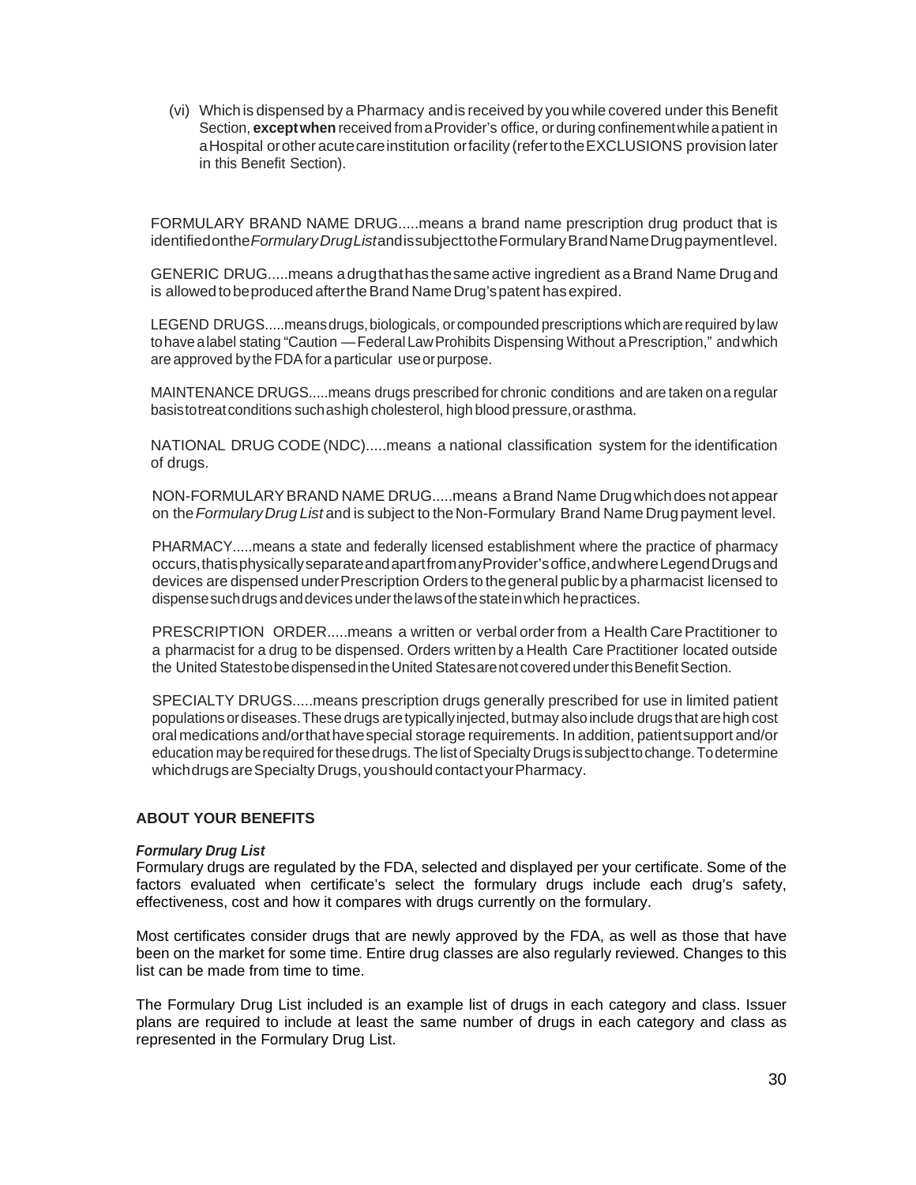(vi) Which is dispensed by a Pharmacy and is received by you while covered under this Benefit Section, **except when** received from a Provider's office, or during confinement while a patient in a Hospital or other acute care institution or facility (refer to the EXCLUSIONS provision later in this Benefit Section).

FORMULARY BRAND NAME DRUG.....means a brand name prescription drug product that is identified on the *Formulary Drug List* and is subject to the Formulary Brand Name Drug payment level.

GENERIC DRUG.....means a drug that has the same active ingredient as a Brand Name Drug and is allowed to be produced after the Brand Name Drug's patent has expired.

LEGEND DRUGS.....means drugs, biologicals, or compounded prescriptions which are required by law to have a label stating "Caution — Federal Law Prohibits Dispensing Without a Prescription," and which are approved by the FDA for a particular use or purpose.

MAINTENANCE DRUGS.....means drugs prescribed for chronic conditions and are taken on a regular basis to treat conditions such as high cholesterol, high blood pressure, or asthma.

NATIONAL DRUG CODE (NDC).....means a national classification system for the identification of drugs.

NON-FORMULARY BRAND NAME DRUG.....means a Brand Name Drug which does not appear on the *Formulary Drug List* and is subject to the Non-Formulary Brand Name Drug payment level.

PHARMACY.....means a state and federally licensed establishment where the practice of pharmacy occurs, that is physically separate and apart from any Provider's office, and where Legend Drugs and devices are dispensed under Prescription Orders to the general public by a pharmacist licensed to dispense such drugs and devices under the laws of the state in which he practices.

PRESCRIPTION ORDER.....means a written or verbal order from a Health Care Practitioner to a pharmacist for a drug to be dispensed. Orders written by a Health Care Practitioner located outside the United States to be dispensed in the United States are not covered under this Benefit Section.

SPECIALTY DRUGS.....means prescription drugs generally prescribed for use in limited patient populations or diseases. These drugs are typically injected, but may also include drugs that are high cost oral medications and/or that have special storage requirements. In addition, patient support and/or education may be required for these drugs. The list of Specialty Drugs is subject to change. To determine which drugs are Specialty Drugs, you should contact your Pharmacy.

## ABOUT YOUR BENEFITS

***Formulary Drug List***

Formulary drugs are regulated by the FDA, selected and displayed per your certificate. Some of the factors evaluated when certificate's select the formulary drugs include each drug's safety, effectiveness, cost and how it compares with drugs currently on the formulary.

Most certificates consider drugs that are newly approved by the FDA, as well as those that have been on the market for some time. Entire drug classes are also regularly reviewed. Changes to this list can be made from time to time.

The Formulary Drug List included is an example list of drugs in each category and class. Issuer plans are required to include at least the same number of drugs in each category and class as represented in the Formulary Drug List.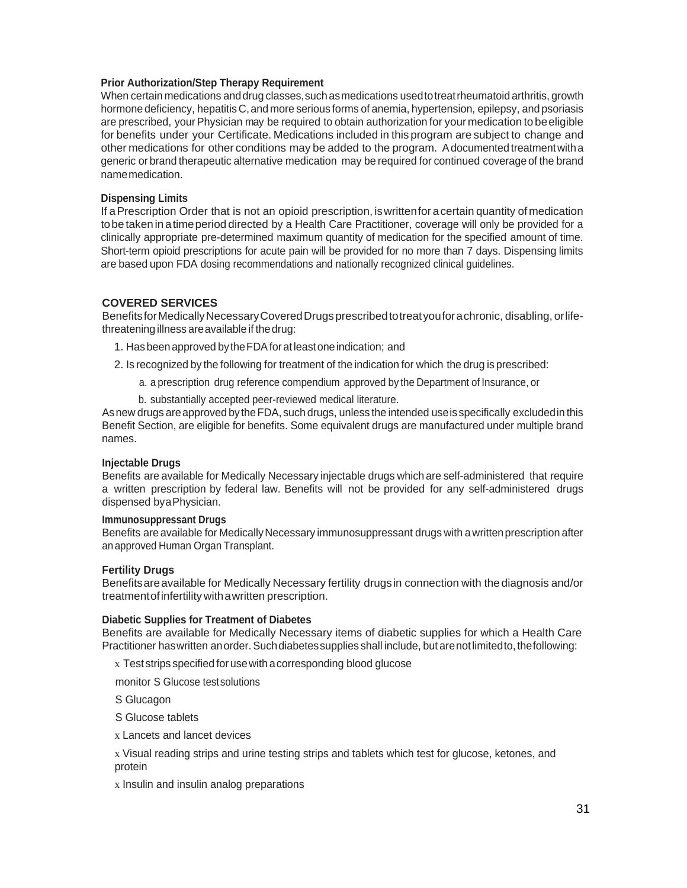**Prior Authorization/Step Therapy Requirement**

When certain medications and drug classes, such as medications used to treat rheumatoid arthritis, growth hormone deficiency, hepatitis C, and more serious forms of anemia, hypertension, epilepsy, and psoriasis are prescribed, your Physician may be required to obtain authorization for your medication to be eligible for benefits under your Certificate. Medications included in this program are subject to change and other medications for other conditions may be added to the program. A documented treatment with a generic or brand therapeutic alternative medication may be required for continued coverage of the brand name medication.

**Dispensing Limits**

If a Prescription Order that is not an opioid prescription, is written for a certain quantity of medication to be taken in a time period directed by a Health Care Practitioner, coverage will only be provided for a clinically appropriate pre-determined maximum quantity of medication for the specified amount of time. Short-term opioid prescriptions for acute pain will be provided for no more than 7 days. Dispensing limits are based upon FDA dosing recommendations and nationally recognized clinical guidelines.

## COVERED SERVICES

Benefits for Medically Necessary Covered Drugs prescribed to treat you for a chronic, disabling, or life-threatening illness are available if the drug:

1. Has been approved by the FDA for at least one indication; and
2. Is recognized by the following for treatment of the indication for which the drug is prescribed:
   a. a prescription drug reference compendium approved by the Department of Insurance, or
   b. substantially accepted peer-reviewed medical literature.

As new drugs are approved by the FDA, such drugs, unless the intended use is specifically excluded in this Benefit Section, are eligible for benefits. Some equivalent drugs are manufactured under multiple brand names.

**Injectable Drugs**

Benefits are available for Medically Necessary injectable drugs which are self-administered that require a written prescription by federal law. Benefits will not be provided for any self-administered drugs dispensed by a Physician.

**Immunosuppressant Drugs**

Benefits are available for Medically Necessary immunosuppressant drugs with a written prescription after an approved Human Organ Transplant.

**Fertility Drugs**

Benefits are available for Medically Necessary fertility drugs in connection with the diagnosis and/or treatment of infertility with a written prescription.

**Diabetic Supplies for Treatment of Diabetes**

Benefits are available for Medically Necessary items of diabetic supplies for which a Health Care Practitioner has written an order. Such diabetes supplies shall include, but are not limited to, the following:

- Test strips specified for use with a corresponding blood glucose monitor
- Glucose test solutions
- Glucagon
- Glucose tablets
- Lancets and lancet devices
- Visual reading strips and urine testing strips and tablets which test for glucose, ketones, and protein
- Insulin and insulin analog preparations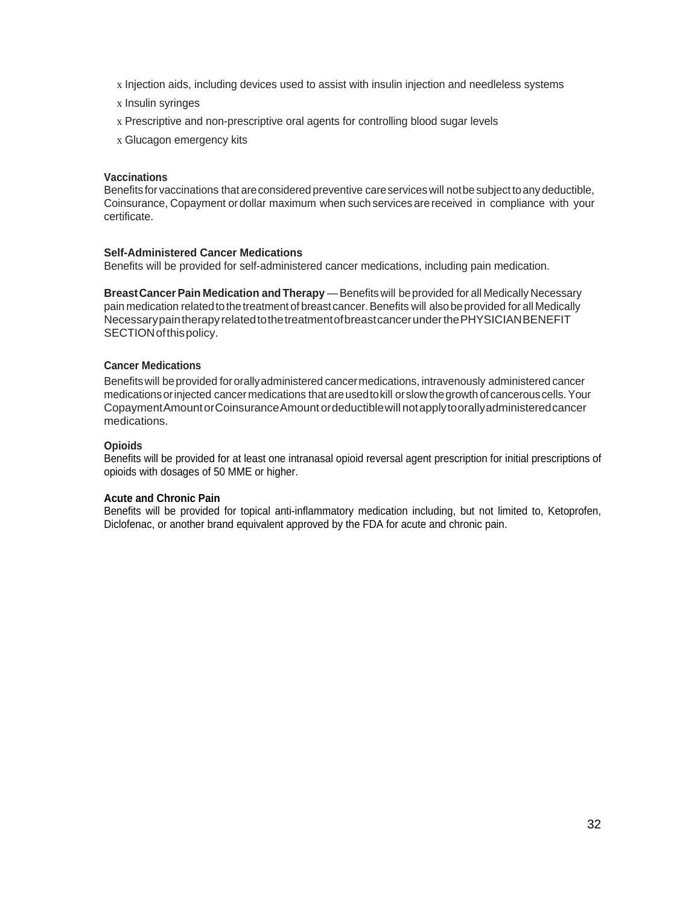- Injection aids, including devices used to assist with insulin injection and needleless systems
- Insulin syringes
- Prescriptive and non-prescriptive oral agents for controlling blood sugar levels
- Glucagon emergency kits

**Vaccinations**
Benefits for vaccinations that are considered preventive care services will not be subject to any deductible, Coinsurance, Copayment or dollar maximum when such services are received in compliance with your certificate.

**Self-Administered Cancer Medications**
Benefits will be provided for self-administered cancer medications, including pain medication.

**Breast Cancer Pain Medication and Therapy** — Benefits will be provided for all Medically Necessary pain medication related to the treatment of breast cancer. Benefits will also be provided for all Medically Necessary pain therapy related to the treatment of breast cancer under the PHYSICIAN BENEFIT SECTION of this policy.

**Cancer Medications**

Benefits will be provided for orally administered cancer medications, intravenously administered cancer medications or injected cancer medications that are used to kill or slow the growth of cancerous cells. Your Copayment Amount or Coinsurance Amount or deductible will not apply to orally administered cancer medications.

**Opioids**
Benefits will be provided for at least one intranasal opioid reversal agent prescription for initial prescriptions of opioids with dosages of 50 MME or higher.

**Acute and Chronic Pain**
Benefits will be provided for topical anti-inflammatory medication including, but not limited to, Ketoprofen, Diclofenac, or another brand equivalent approved by the FDA for acute and chronic pain.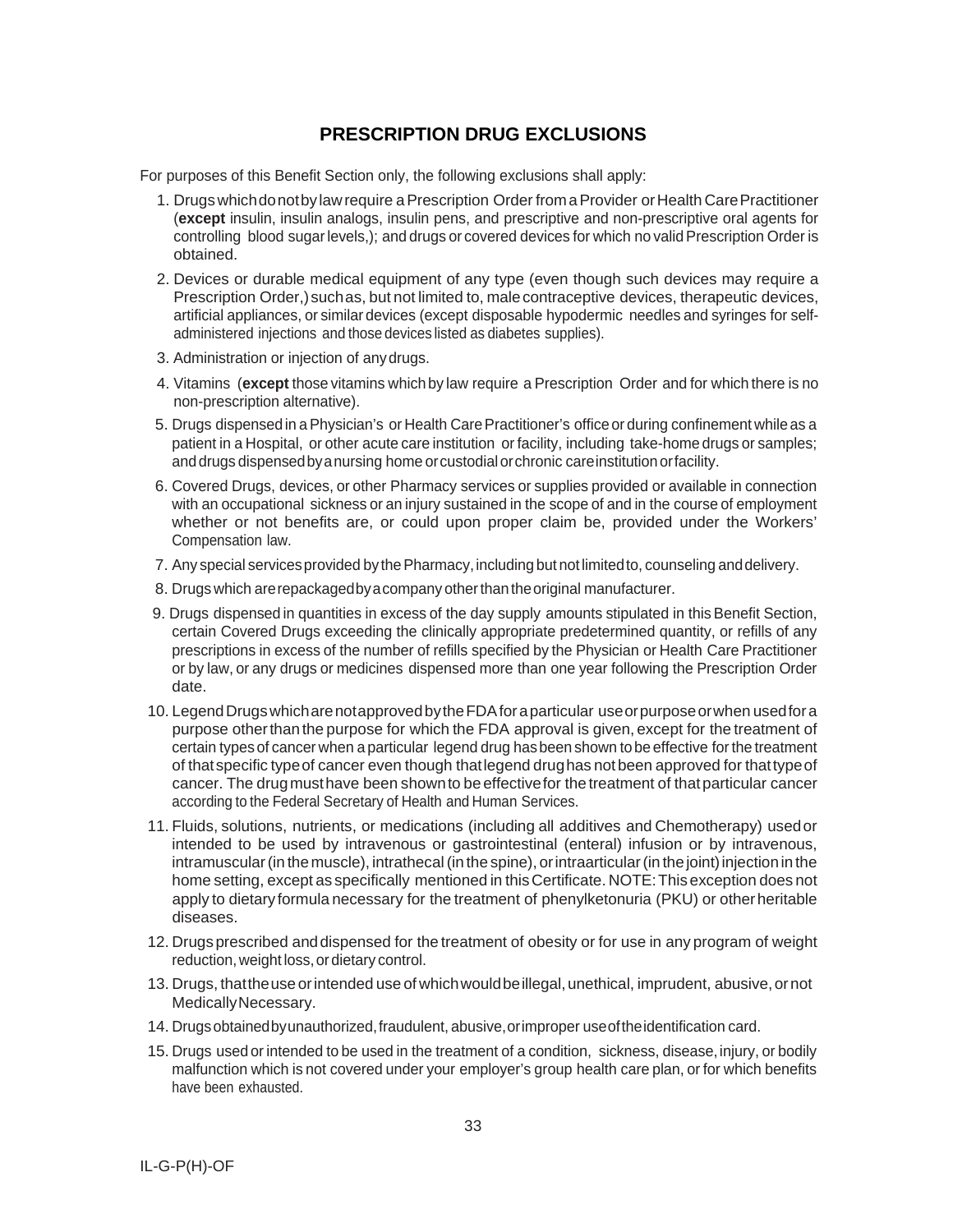## PRESCRIPTION DRUG EXCLUSIONS

For purposes of this Benefit Section only, the following exclusions shall apply:

1. Drugs which do not by law require a Prescription Order from a Provider or Health Care Practitioner (**except** insulin, insulin analogs, insulin pens, and prescriptive and non-prescriptive oral agents for controlling blood sugar levels,); and drugs or covered devices for which no valid Prescription Order is obtained.
2. Devices or durable medical equipment of any type (even though such devices may require a Prescription Order,) such as, but not limited to, male contraceptive devices, therapeutic devices, artificial appliances, or similar devices (except disposable hypodermic needles and syringes for self-administered injections and those devices listed as diabetes supplies).
3. Administration or injection of any drugs.
4. Vitamins (**except** those vitamins which by law require a Prescription Order and for which there is no non-prescription alternative).
5. Drugs dispensed in a Physician's or Health Care Practitioner's office or during confinement while as a patient in a Hospital, or other acute care institution or facility, including take-home drugs or samples; and drugs dispensed by a nursing home or custodial or chronic care institution or facility.
6. Covered Drugs, devices, or other Pharmacy services or supplies provided or available in connection with an occupational sickness or an injury sustained in the scope of and in the course of employment whether or not benefits are, or could upon proper claim be, provided under the Workers' Compensation law.
7. Any special services provided by the Pharmacy, including but not limited to, counseling and delivery.
8. Drugs which are repackaged by a company other than the original manufacturer.
9. Drugs dispensed in quantities in excess of the day supply amounts stipulated in this Benefit Section, certain Covered Drugs exceeding the clinically appropriate predetermined quantity, or refills of any prescriptions in excess of the number of refills specified by the Physician or Health Care Practitioner or by law, or any drugs or medicines dispensed more than one year following the Prescription Order date.
10. Legend Drugs which are not approved by the FDA for a particular use or purpose or when used for a purpose other than the purpose for which the FDA approval is given, except for the treatment of certain types of cancer when a particular legend drug has been shown to be effective for the treatment of that specific type of cancer even though that legend drug has not been approved for that type of cancer. The drug must have been shown to be effective for the treatment of that particular cancer according to the Federal Secretary of Health and Human Services.
11. Fluids, solutions, nutrients, or medications (including all additives and Chemotherapy) used or intended to be used by intravenous or gastrointestinal (enteral) infusion or by intravenous, intramuscular (in the muscle), intrathecal (in the spine), or intraarticular (in the joint) injection in the home setting, except as specifically mentioned in this Certificate. NOTE: This exception does not apply to dietary formula necessary for the treatment of phenylketonuria (PKU) or other heritable diseases.
12. Drugs prescribed and dispensed for the treatment of obesity or for use in any program of weight reduction, weight loss, or dietary control.
13. Drugs, that the use or intended use of which would be illegal, unethical, imprudent, abusive, or not Medically Necessary.
14. Drugs obtained by unauthorized, fraudulent, abusive, or improper use of the identification card.
15. Drugs used or intended to be used in the treatment of a condition, sickness, disease, injury, or bodily malfunction which is not covered under your employer's group health care plan, or for which benefits have been exhausted.

IL-G-P(H)-OF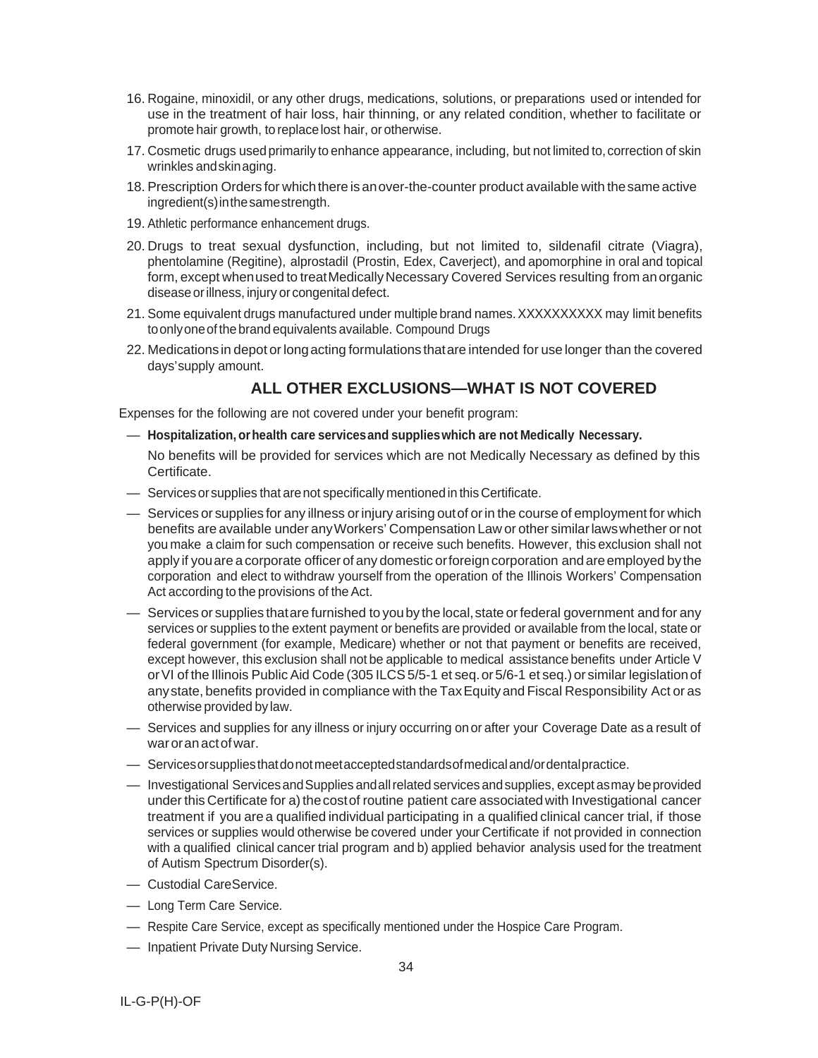16. Rogaine, minoxidil, or any other drugs, medications, solutions, or preparations used or intended for use in the treatment of hair loss, hair thinning, or any related condition, whether to facilitate or promote hair growth, to replace lost hair, or otherwise.

17. Cosmetic drugs used primarily to enhance appearance, including, but not limited to, correction of skin wrinkles and skin aging.

18. Prescription Orders for which there is an over-the-counter product available with the same active ingredient(s) in the same strength.

19. Athletic performance enhancement drugs.

20. Drugs to treat sexual dysfunction, including, but not limited to, sildenafil citrate (Viagra), phentolamine (Regitine), alprostadil (Prostin, Edex, Caverject), and apomorphine in oral and topical form, except when used to treat Medically Necessary Covered Services resulting from an organic disease or illness, injury or congenital defect.

21. Some equivalent drugs manufactured under multiple brand names. XXXXXXXXXX may limit benefits to only one of the brand equivalents available. Compound Drugs

22. Medications in depot or long acting formulations that are intended for use longer than the covered days' supply amount.

## ALL OTHER EXCLUSIONS—WHAT IS NOT COVERED

Expenses for the following are not covered under your benefit program:

— **Hospitalization, or health care services and supplies which are not Medically Necessary.**

No benefits will be provided for services which are not Medically Necessary as defined by this Certificate.

— Services or supplies that are not specifically mentioned in this Certificate.

— Services or supplies for any illness or injury arising out of or in the course of employment for which benefits are available under any Workers' Compensation Law or other similar laws whether or not you make a claim for such compensation or receive such benefits. However, this exclusion shall not apply if you are a corporate officer of any domestic or foreign corporation and are employed by the corporation and elect to withdraw yourself from the operation of the Illinois Workers' Compensation Act according to the provisions of the Act.

— Services or supplies that are furnished to you by the local, state or federal government and for any services or supplies to the extent payment or benefits are provided or available from the local, state or federal government (for example, Medicare) whether or not that payment or benefits are received, except however, this exclusion shall not be applicable to medical assistance benefits under Article V or VI of the Illinois Public Aid Code (305 ILCS 5/5-1 et seq. or 5/6-1 et seq.) or similar legislation of any state, benefits provided in compliance with the Tax Equity and Fiscal Responsibility Act or as otherwise provided by law.

— Services and supplies for any illness or injury occurring on or after your Coverage Date as a result of war or an act of war.

— Services or supplies that do not meet accepted standards of medical and/or dental practice.

— Investigational Services and Supplies and all related services and supplies, except as may be provided under this Certificate for a) the cost of routine patient care associated with Investigational cancer treatment if you are a qualified individual participating in a qualified clinical cancer trial, if those services or supplies would otherwise be covered under your Certificate if not provided in connection with a qualified clinical cancer trial program and b) applied behavior analysis used for the treatment of Autism Spectrum Disorder(s).

— Custodial Care Service.

— Long Term Care Service.

— Respite Care Service, except as specifically mentioned under the Hospice Care Program.

— Inpatient Private Duty Nursing Service.

IL-G-P(H)-OF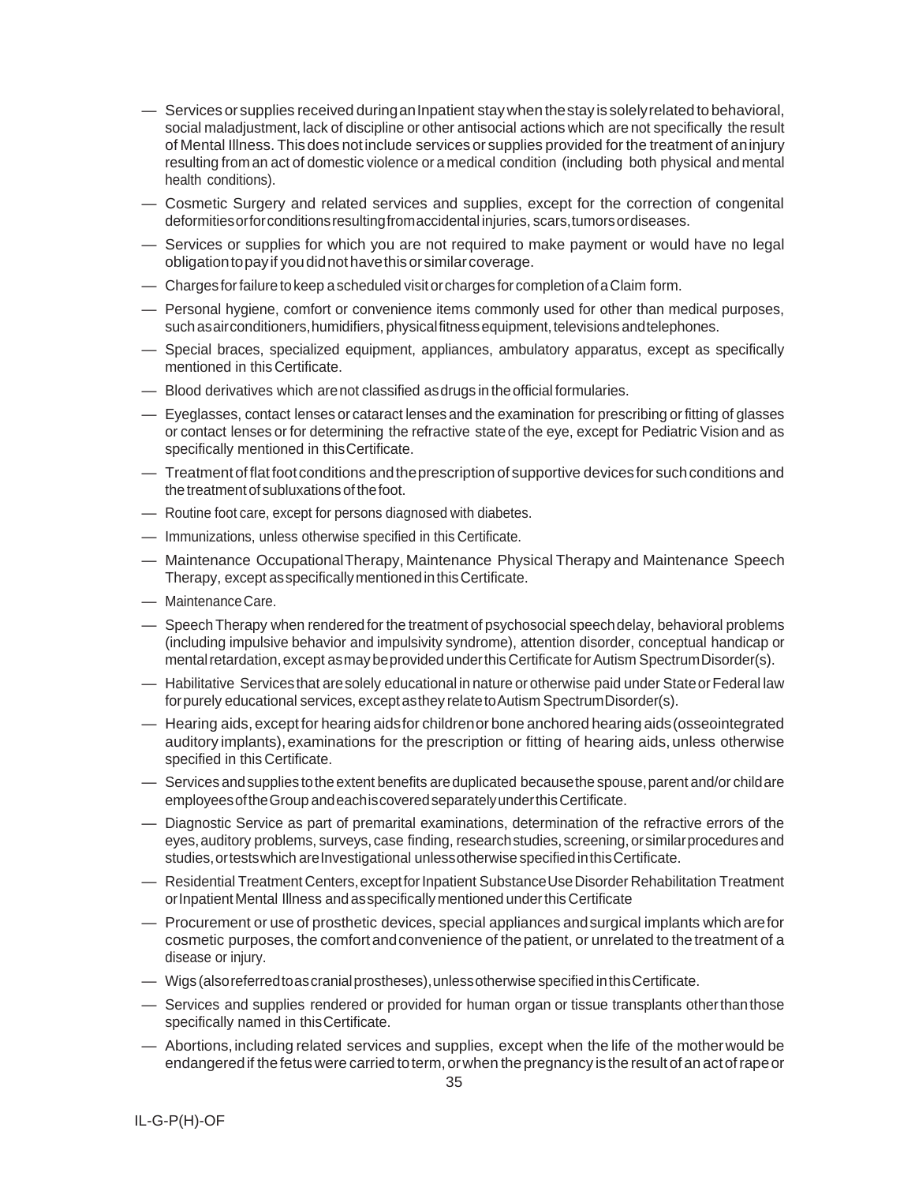— Services or supplies received during an Inpatient stay when the stay is solely related to behavioral, social maladjustment, lack of discipline or other antisocial actions which are not specifically the result of Mental Illness. This does not include services or supplies provided for the treatment of an injury resulting from an act of domestic violence or a medical condition (including both physical and mental health conditions).

— Cosmetic Surgery and related services and supplies, except for the correction of congenital deformities or for conditions resulting from accidental injuries, scars, tumors or diseases.

— Services or supplies for which you are not required to make payment or would have no legal obligation to pay if you did not have this or similar coverage.

— Charges for failure to keep a scheduled visit or charges for completion of a Claim form.

— Personal hygiene, comfort or convenience items commonly used for other than medical purposes, such as air conditioners, humidifiers, physical fitness equipment, televisions and telephones.

— Special braces, specialized equipment, appliances, ambulatory apparatus, except as specifically mentioned in this Certificate.

— Blood derivatives which are not classified as drugs in the official formularies.

— Eyeglasses, contact lenses or cataract lenses and the examination for prescribing or fitting of glasses or contact lenses or for determining the refractive state of the eye, except for Pediatric Vision and as specifically mentioned in this Certificate.

— Treatment of flat foot conditions and the prescription of supportive devices for such conditions and the treatment of subluxations of the foot.

— Routine foot care, except for persons diagnosed with diabetes.

— Immunizations, unless otherwise specified in this Certificate.

— Maintenance Occupational Therapy, Maintenance Physical Therapy and Maintenance Speech Therapy, except as specifically mentioned in this Certificate.

— Maintenance Care.

— Speech Therapy when rendered for the treatment of psychosocial speech delay, behavioral problems (including impulsive behavior and impulsivity syndrome), attention disorder, conceptual handicap or mental retardation, except as may be provided under this Certificate for Autism Spectrum Disorder(s).

— Habilitative Services that are solely educational in nature or otherwise paid under State or Federal law for purely educational services, except as they relate to Autism Spectrum Disorder(s).

— Hearing aids, except for hearing aids for children or bone anchored hearing aids (osseointegrated auditory implants), examinations for the prescription or fitting of hearing aids, unless otherwise specified in this Certificate.

— Services and supplies to the extent benefits are duplicated because the spouse, parent and/or child are employees of the Group and each is covered separately under this Certificate.

— Diagnostic Service as part of premarital examinations, determination of the refractive errors of the eyes, auditory problems, surveys, case finding, research studies, screening, or similar procedures and studies, or tests which are Investigational unless otherwise specified in this Certificate.

— Residential Treatment Centers, except for Inpatient Substance Use Disorder Rehabilitation Treatment or Inpatient Mental Illness and as specifically mentioned under this Certificate

— Procurement or use of prosthetic devices, special appliances and surgical implants which are for cosmetic purposes, the comfort and convenience of the patient, or unrelated to the treatment of a disease or injury.

— Wigs (also referred to as cranial prostheses), unless otherwise specified in this Certificate.

— Services and supplies rendered or provided for human organ or tissue transplants other than those specifically named in this Certificate.

— Abortions, including related services and supplies, except when the life of the mother would be endangered if the fetus were carried to term, or when the pregnancy is the result of an act of rape or

IL-G-P(H)-OF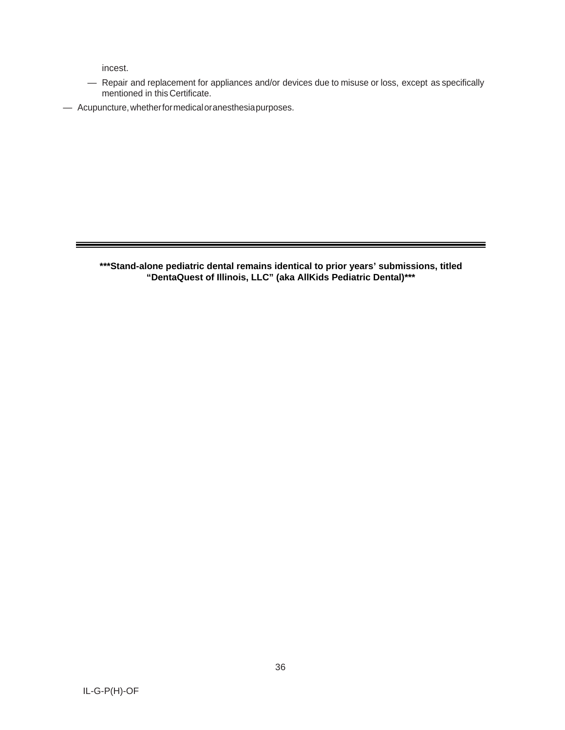incest.

- Repair and replacement for appliances and/or devices due to misuse or loss, except as specifically mentioned in this Certificate.

— Acupuncture, whether for medical or anesthesia purposes.

---

**\*\*\*Stand-alone pediatric dental remains identical to prior years' submissions, titled "DentaQuest of Illinois, LLC" (aka AllKids Pediatric Dental)\*\*\***

IL-G-P(H)-OF